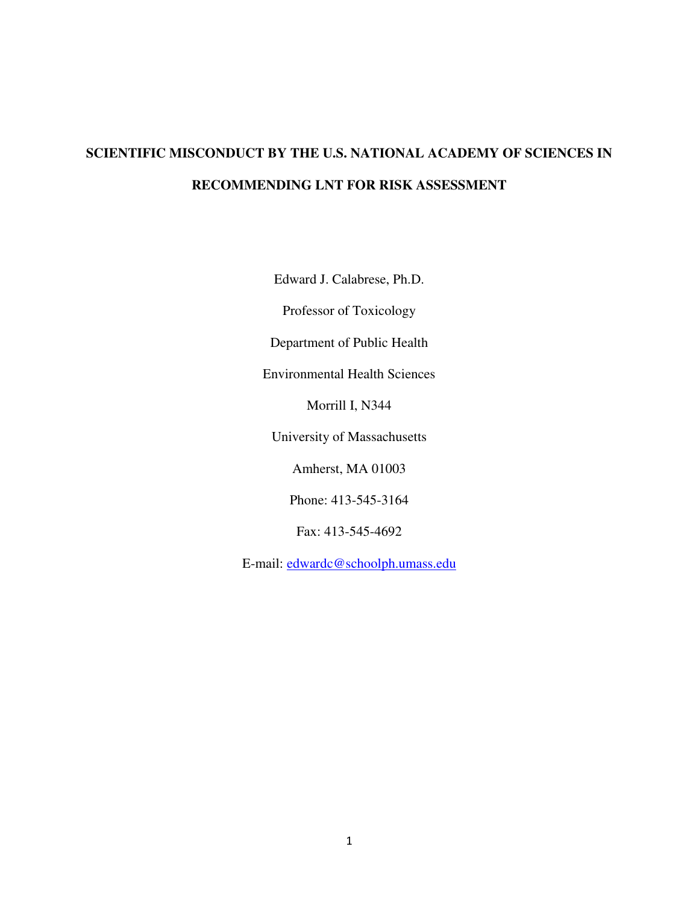# SCIENTIFIC MISCONDUCT BY THE U.S. NATIONAL ACADEMY OF SCIENCES IN RECOMMENDING LNT FOR RISK ASSESSMENT

Edward J. Calabrese, Ph.D.

Professor of Toxicology

Department of Public Health

Environmental Health Sciences

Morrill I, N344

University of Massachusetts

Amherst, MA 01003

Phone: 413-545-3164

Fax: 413-545-4692

E-mail: edwardc@schoolph.umass.edu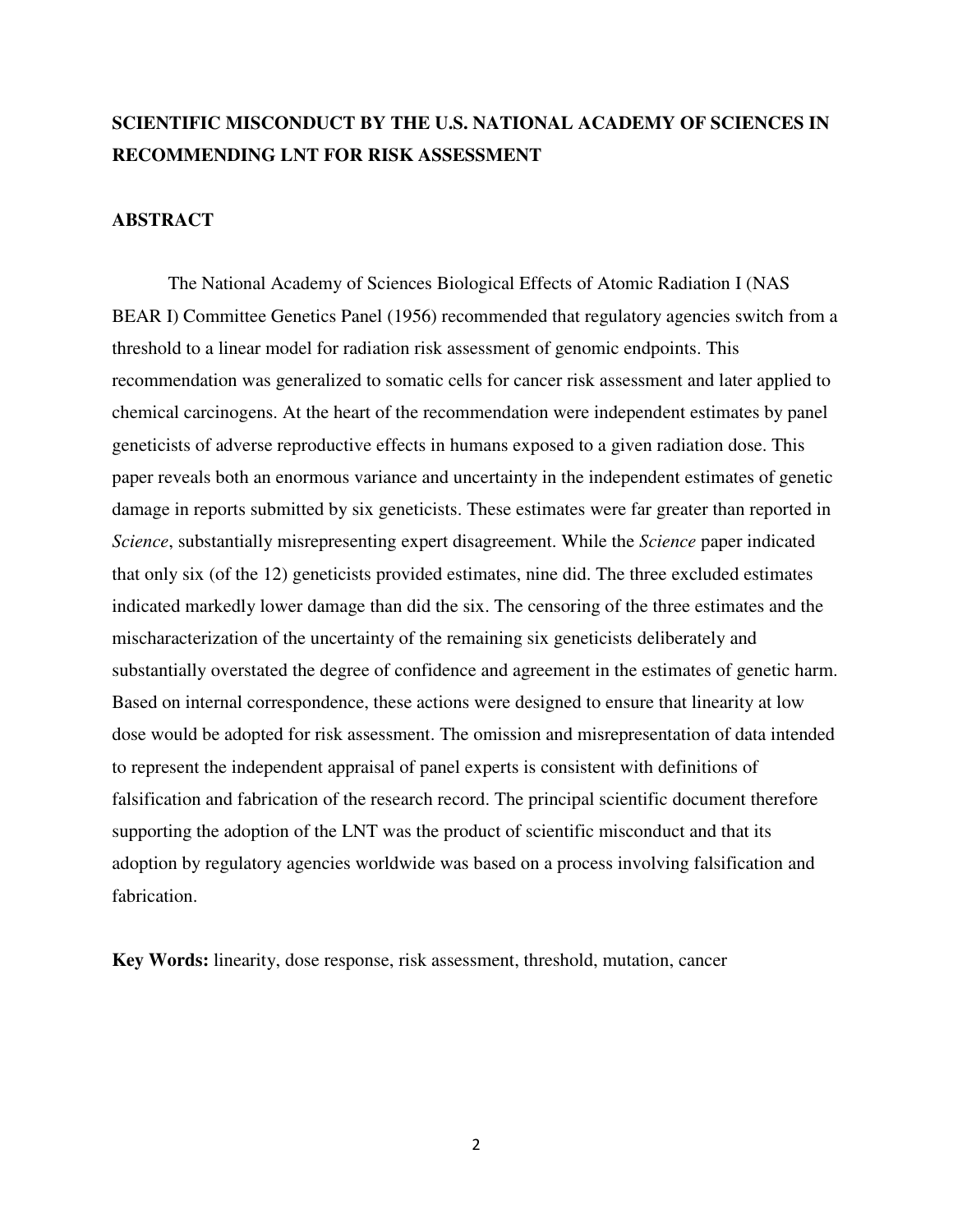# SCIENTIFIC MISCONDUCT BY THE U.S. NATIONAL ACADEMY OF SCIENCES IN RECOMMENDING LNT FOR RISK ASSESSMENT

## ABSTRACT

The National Academy of Sciences Biological Effects of Atomic Radiation I (NAS BEAR I) Committee Genetics Panel (1956) recommended that regulatory agencies switch from a threshold to a linear model for radiation risk assessment of genomic endpoints. This recommendation was generalized to somatic cells for cancer risk assessment and later applied to chemical carcinogens. At the heart of the recommendation were independent estimates by panel geneticists of adverse reproductive effects in humans exposed to a given radiation dose. This paper reveals both an enormous variance and uncertainty in the independent estimates of genetic damage in reports submitted by six geneticists. These estimates were far greater than reported in *Science*, substantially misrepresenting expert disagreement. While the *Science* paper indicated that only six (of the 12) geneticists provided estimates, nine did. The three excluded estimates indicated markedly lower damage than did the six. The censoring of the three estimates and the mischaracterization of the uncertainty of the remaining six geneticists deliberately and substantially overstated the degree of confidence and agreement in the estimates of genetic harm. Based on internal correspondence, these actions were designed to ensure that linearity at low dose would be adopted for risk assessment. The omission and misrepresentation of data intended to represent the independent appraisal of panel experts is consistent with definitions of falsification and fabrication of the research record. The principal scientific document therefore supporting the adoption of the LNT was the product of scientific misconduct and that its adoption by regulatory agencies worldwide was based on a process involving falsification and fabrication.

**Key Words:** linearity, dose response, risk assessment, threshold, mutation, cancer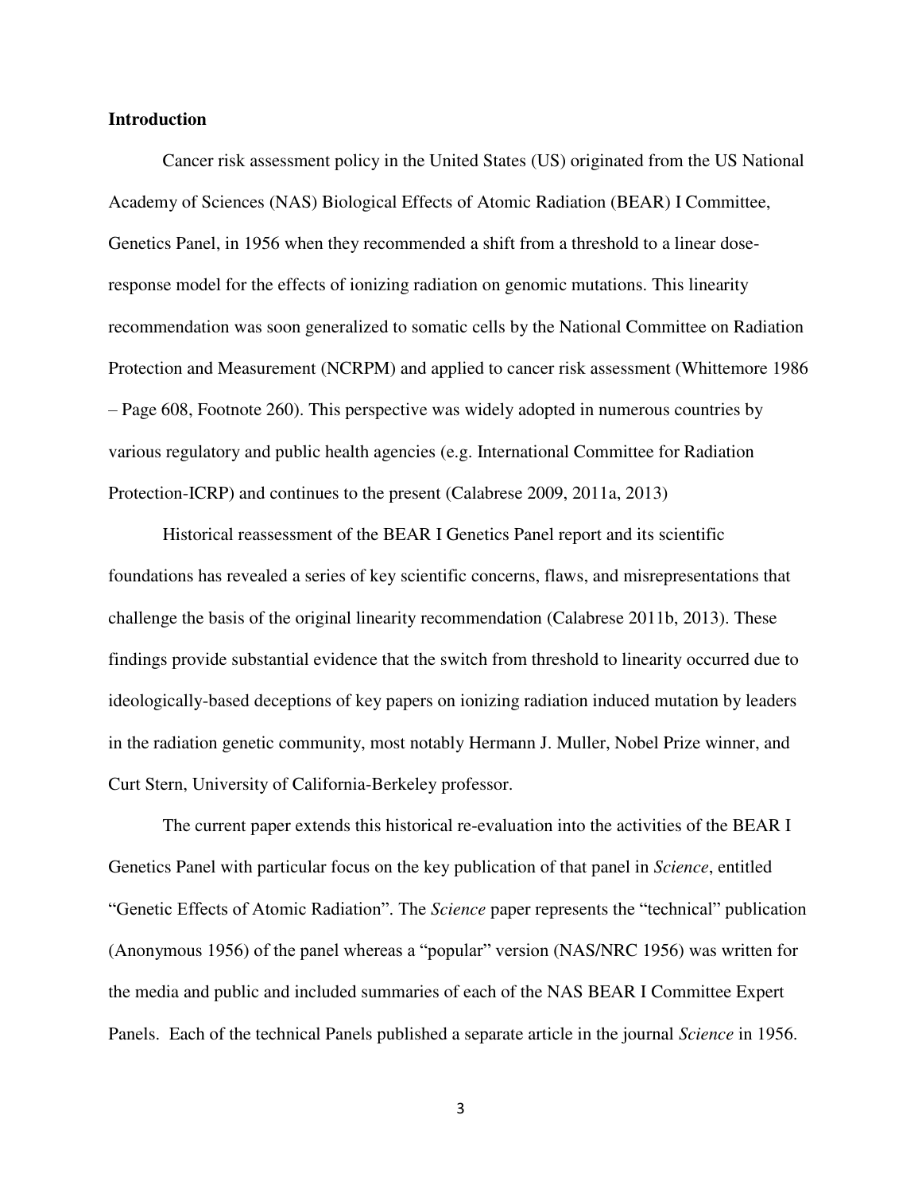**Introduction**

Cancer risk assessment policy in the United States (US) originated from the US National Academy of Sciences (NAS) Biological Effects of Atomic Radiation (BEAR) I Committee, Genetics Panel, in 1956 when they recommended a shift from a threshold to a linear dose-response model for the effects of ionizing radiation on genomic mutations. This linearity recommendation was soon generalized to somatic cells by the National Committee on Radiation Protection and Measurement (NCRPM) and applied to cancer risk assessment (Whittemore 1986 – Page 608, Footnote 260). This perspective was widely adopted in numerous countries by various regulatory and public health agencies (e.g. International Committee for Radiation Protection-ICRP) and continues to the present (Calabrese 2009, 2011a, 2013)

Historical reassessment of the BEAR I Genetics Panel report and its scientific foundations has revealed a series of key scientific concerns, flaws, and misrepresentations that challenge the basis of the original linearity recommendation (Calabrese 2011b, 2013). These findings provide substantial evidence that the switch from threshold to linearity occurred due to ideologically-based deceptions of key papers on ionizing radiation induced mutation by leaders in the radiation genetic community, most notably Hermann J. Muller, Nobel Prize winner, and Curt Stern, University of California-Berkeley professor.

The current paper extends this historical re-evaluation into the activities of the BEAR I Genetics Panel with particular focus on the key publication of that panel in *Science*, entitled "Genetic Effects of Atomic Radiation". The *Science* paper represents the "technical" publication (Anonymous 1956) of the panel whereas a "popular" version (NAS/NRC 1956) was written for the media and public and included summaries of each of the NAS BEAR I Committee Expert Panels. Each of the technical Panels published a separate article in the journal *Science* in 1956.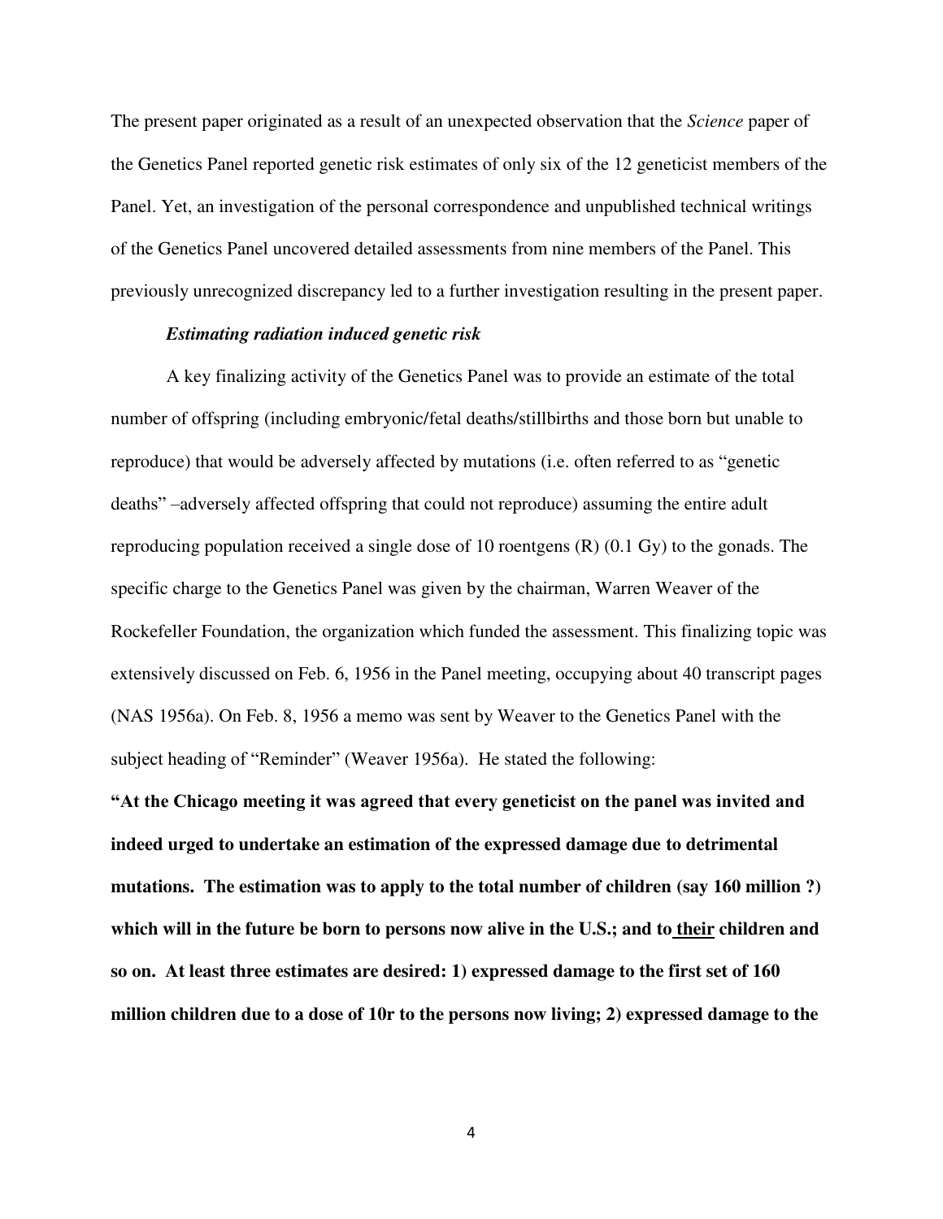The present paper originated as a result of an unexpected observation that the *Science* paper of the Genetics Panel reported genetic risk estimates of only six of the 12 geneticist members of the Panel. Yet, an investigation of the personal correspondence and unpublished technical writings of the Genetics Panel uncovered detailed assessments from nine members of the Panel. This previously unrecognized discrepancy led to a further investigation resulting in the present paper.

***Estimating radiation induced genetic risk***

A key finalizing activity of the Genetics Panel was to provide an estimate of the total number of offspring (including embryonic/fetal deaths/stillbirths and those born but unable to reproduce) that would be adversely affected by mutations (i.e. often referred to as "genetic deaths" –adversely affected offspring that could not reproduce) assuming the entire adult reproducing population received a single dose of 10 roentgens (R) (0.1 Gy) to the gonads. The specific charge to the Genetics Panel was given by the chairman, Warren Weaver of the Rockefeller Foundation, the organization which funded the assessment. This finalizing topic was extensively discussed on Feb. 6, 1956 in the Panel meeting, occupying about 40 transcript pages (NAS 1956a). On Feb. 8, 1956 a memo was sent by Weaver to the Genetics Panel with the subject heading of "Reminder" (Weaver 1956a). He stated the following:

**"At the Chicago meeting it was agreed that every geneticist on the panel was invited and indeed urged to undertake an estimation of the expressed damage due to detrimental mutations. The estimation was to apply to the total number of children (say 160 million ?) which will in the future be born to persons now alive in the U.S.; and to <u>their</u> children and so on. At least three estimates are desired: 1) expressed damage to the first set of 160 million children due to a dose of 10r to the persons now living; 2) expressed damage to the**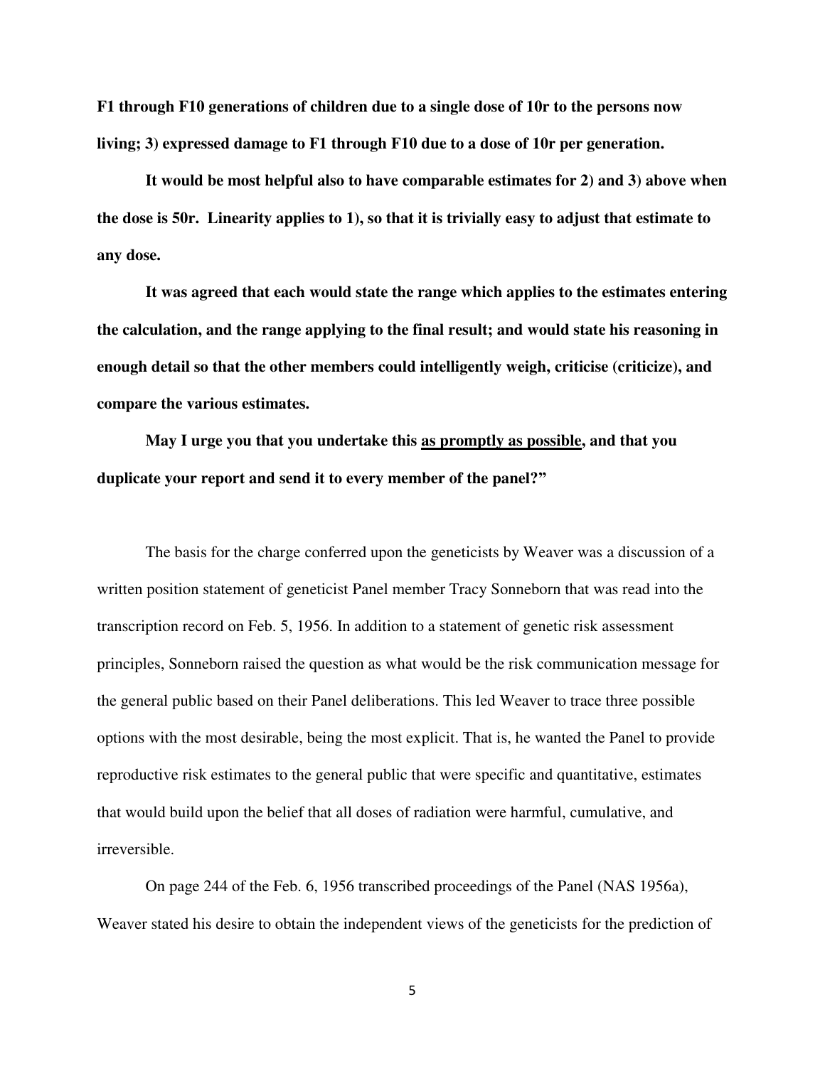**F1 through F10 generations of children due to a single dose of 10r to the persons now living; 3) expressed damage to F1 through F10 due to a dose of 10r per generation.**

**It would be most helpful also to have comparable estimates for 2) and 3) above when the dose is 50r. Linearity applies to 1), so that it is trivially easy to adjust that estimate to any dose.**

**It was agreed that each would state the range which applies to the estimates entering the calculation, and the range applying to the final result; and would state his reasoning in enough detail so that the other members could intelligently weigh, criticise (criticize), and compare the various estimates.**

**May I urge you that you undertake this <u>as promptly as possible</u>, and that you duplicate your report and send it to every member of the panel?"**

The basis for the charge conferred upon the geneticists by Weaver was a discussion of a written position statement of geneticist Panel member Tracy Sonneborn that was read into the transcription record on Feb. 5, 1956. In addition to a statement of genetic risk assessment principles, Sonneborn raised the question as what would be the risk communication message for the general public based on their Panel deliberations. This led Weaver to trace three possible options with the most desirable, being the most explicit. That is, he wanted the Panel to provide reproductive risk estimates to the general public that were specific and quantitative, estimates that would build upon the belief that all doses of radiation were harmful, cumulative, and irreversible.

On page 244 of the Feb. 6, 1956 transcribed proceedings of the Panel (NAS 1956a), Weaver stated his desire to obtain the independent views of the geneticists for the prediction of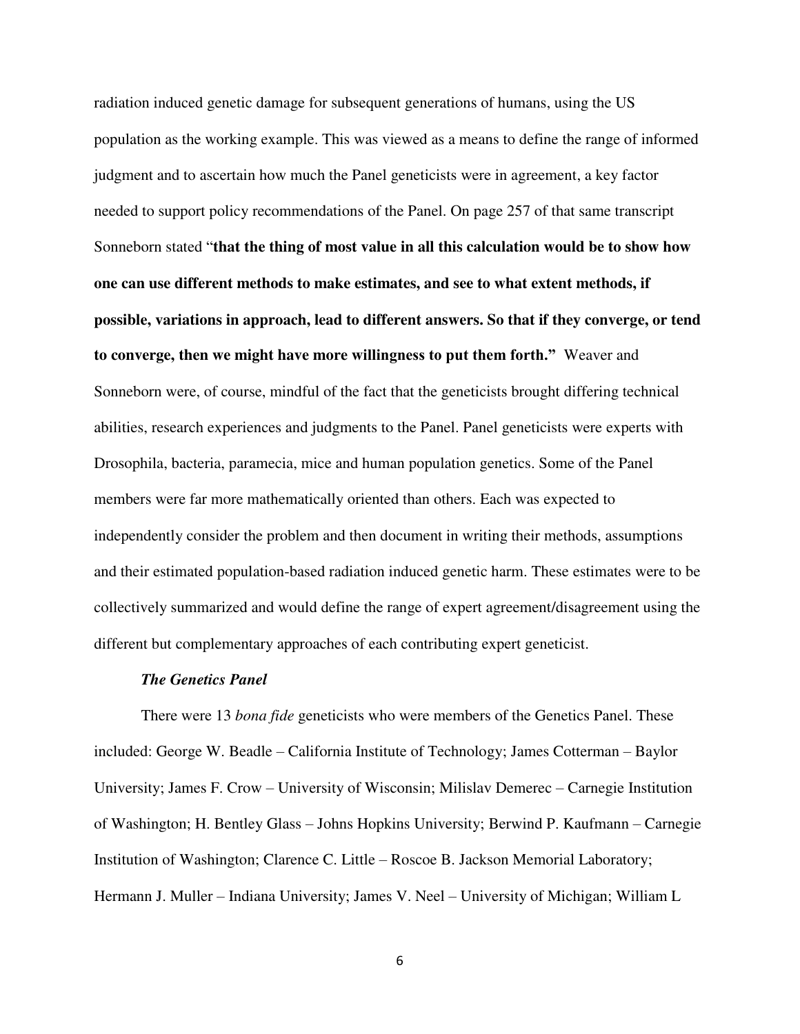radiation induced genetic damage for subsequent generations of humans, using the US population as the working example. This was viewed as a means to define the range of informed judgment and to ascertain how much the Panel geneticists were in agreement, a key factor needed to support policy recommendations of the Panel. On page 257 of that same transcript Sonneborn stated "**that the thing of most value in all this calculation would be to show how one can use different methods to make estimates, and see to what extent methods, if possible, variations in approach, lead to different answers. So that if they converge, or tend to converge, then we might have more willingness to put them forth."** Weaver and Sonneborn were, of course, mindful of the fact that the geneticists brought differing technical abilities, research experiences and judgments to the Panel. Panel geneticists were experts with Drosophila, bacteria, paramecia, mice and human population genetics. Some of the Panel members were far more mathematically oriented than others. Each was expected to independently consider the problem and then document in writing their methods, assumptions and their estimated population-based radiation induced genetic harm. These estimates were to be collectively summarized and would define the range of expert agreement/disagreement using the different but complementary approaches of each contributing expert geneticist.

***The Genetics Panel***

There were 13 *bona fide* geneticists who were members of the Genetics Panel. These included: George W. Beadle – California Institute of Technology; James Cotterman – Baylor University; James F. Crow – University of Wisconsin; Milislav Demerec – Carnegie Institution of Washington; H. Bentley Glass – Johns Hopkins University; Berwind P. Kaufmann – Carnegie Institution of Washington; Clarence C. Little – Roscoe B. Jackson Memorial Laboratory; Hermann J. Muller – Indiana University; James V. Neel – University of Michigan; William L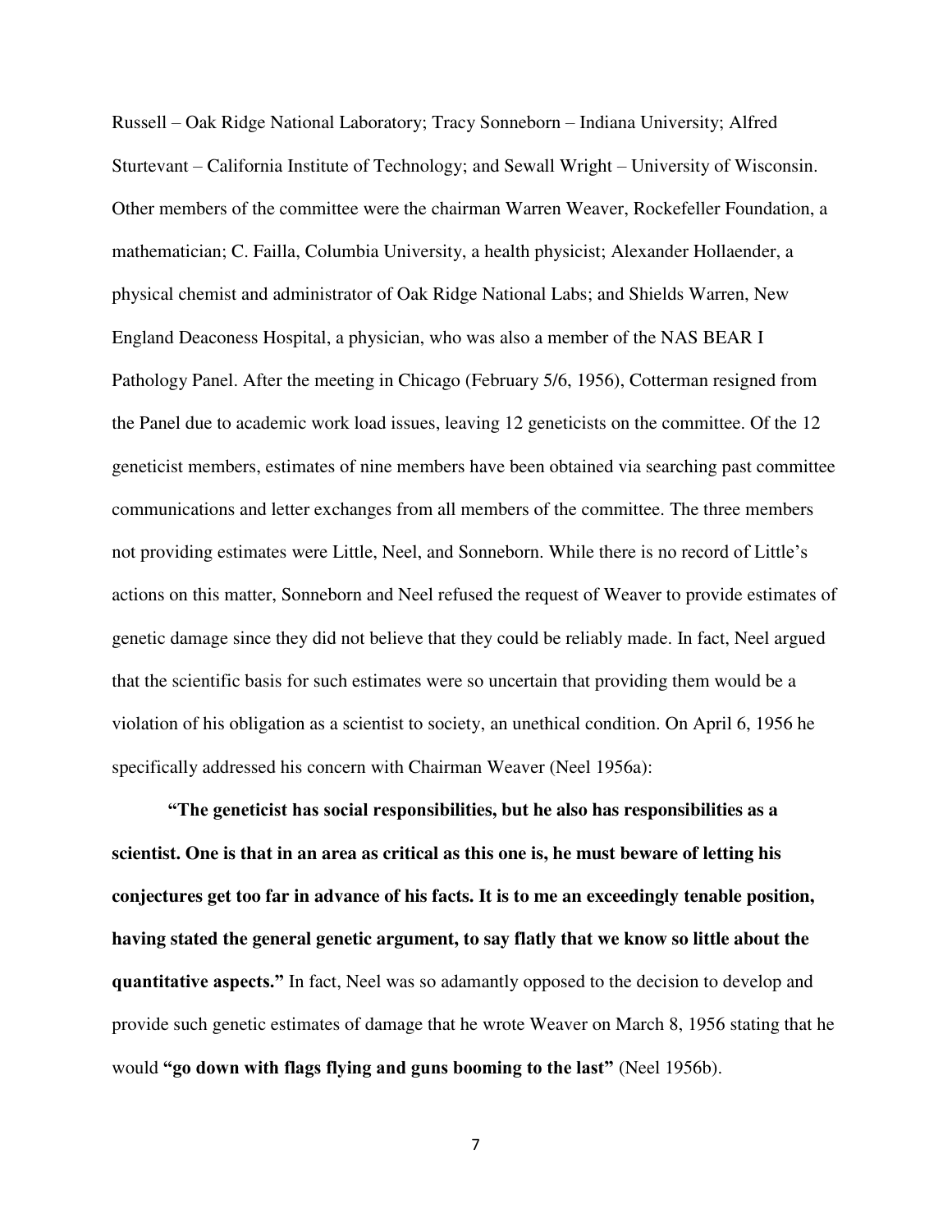Russell – Oak Ridge National Laboratory; Tracy Sonneborn – Indiana University; Alfred Sturtevant – California Institute of Technology; and Sewall Wright – University of Wisconsin. Other members of the committee were the chairman Warren Weaver, Rockefeller Foundation, a mathematician; C. Failla, Columbia University, a health physicist; Alexander Hollaender, a physical chemist and administrator of Oak Ridge National Labs; and Shields Warren, New England Deaconess Hospital, a physician, who was also a member of the NAS BEAR I Pathology Panel. After the meeting in Chicago (February 5/6, 1956), Cotterman resigned from the Panel due to academic work load issues, leaving 12 geneticists on the committee. Of the 12 geneticist members, estimates of nine members have been obtained via searching past committee communications and letter exchanges from all members of the committee. The three members not providing estimates were Little, Neel, and Sonneborn. While there is no record of Little's actions on this matter, Sonneborn and Neel refused the request of Weaver to provide estimates of genetic damage since they did not believe that they could be reliably made. In fact, Neel argued that the scientific basis for such estimates were so uncertain that providing them would be a violation of his obligation as a scientist to society, an unethical condition. On April 6, 1956 he specifically addressed his concern with Chairman Weaver (Neel 1956a):

**"The geneticist has social responsibilities, but he also has responsibilities as a scientist. One is that in an area as critical as this one is, he must beware of letting his conjectures get too far in advance of his facts. It is to me an exceedingly tenable position, having stated the general genetic argument, to say flatly that we know so little about the quantitative aspects."** In fact, Neel was so adamantly opposed to the decision to develop and provide such genetic estimates of damage that he wrote Weaver on March 8, 1956 stating that he would **"go down with flags flying and guns booming to the last"** (Neel 1956b).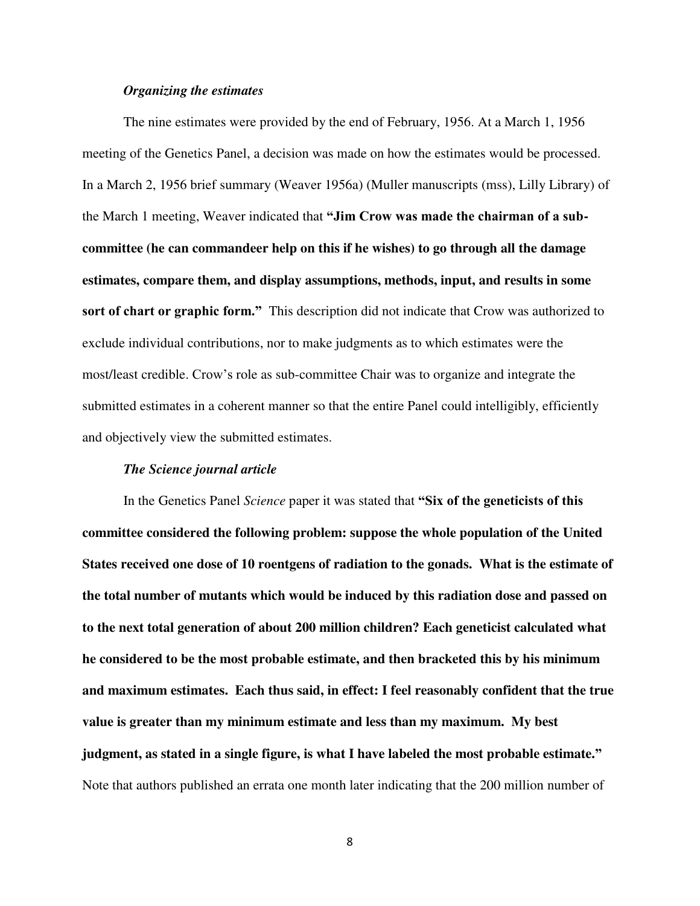### *Organizing the estimates*

The nine estimates were provided by the end of February, 1956. At a March 1, 1956 meeting of the Genetics Panel, a decision was made on how the estimates would be processed. In a March 2, 1956 brief summary (Weaver 1956a) (Muller manuscripts (mss), Lilly Library) of the March 1 meeting, Weaver indicated that **"Jim Crow was made the chairman of a sub-committee (he can commandeer help on this if he wishes) to go through all the damage estimates, compare them, and display assumptions, methods, input, and results in some sort of chart or graphic form."** This description did not indicate that Crow was authorized to exclude individual contributions, nor to make judgments as to which estimates were the most/least credible. Crow's role as sub-committee Chair was to organize and integrate the submitted estimates in a coherent manner so that the entire Panel could intelligibly, efficiently and objectively view the submitted estimates.

### *The Science journal article*

In the Genetics Panel *Science* paper it was stated that **"Six of the geneticists of this committee considered the following problem: suppose the whole population of the United States received one dose of 10 roentgens of radiation to the gonads. What is the estimate of the total number of mutants which would be induced by this radiation dose and passed on to the next total generation of about 200 million children? Each geneticist calculated what he considered to be the most probable estimate, and then bracketed this by his minimum and maximum estimates. Each thus said, in effect: I feel reasonably confident that the true value is greater than my minimum estimate and less than my maximum. My best judgment, as stated in a single figure, is what I have labeled the most probable estimate."** Note that authors published an errata one month later indicating that the 200 million number of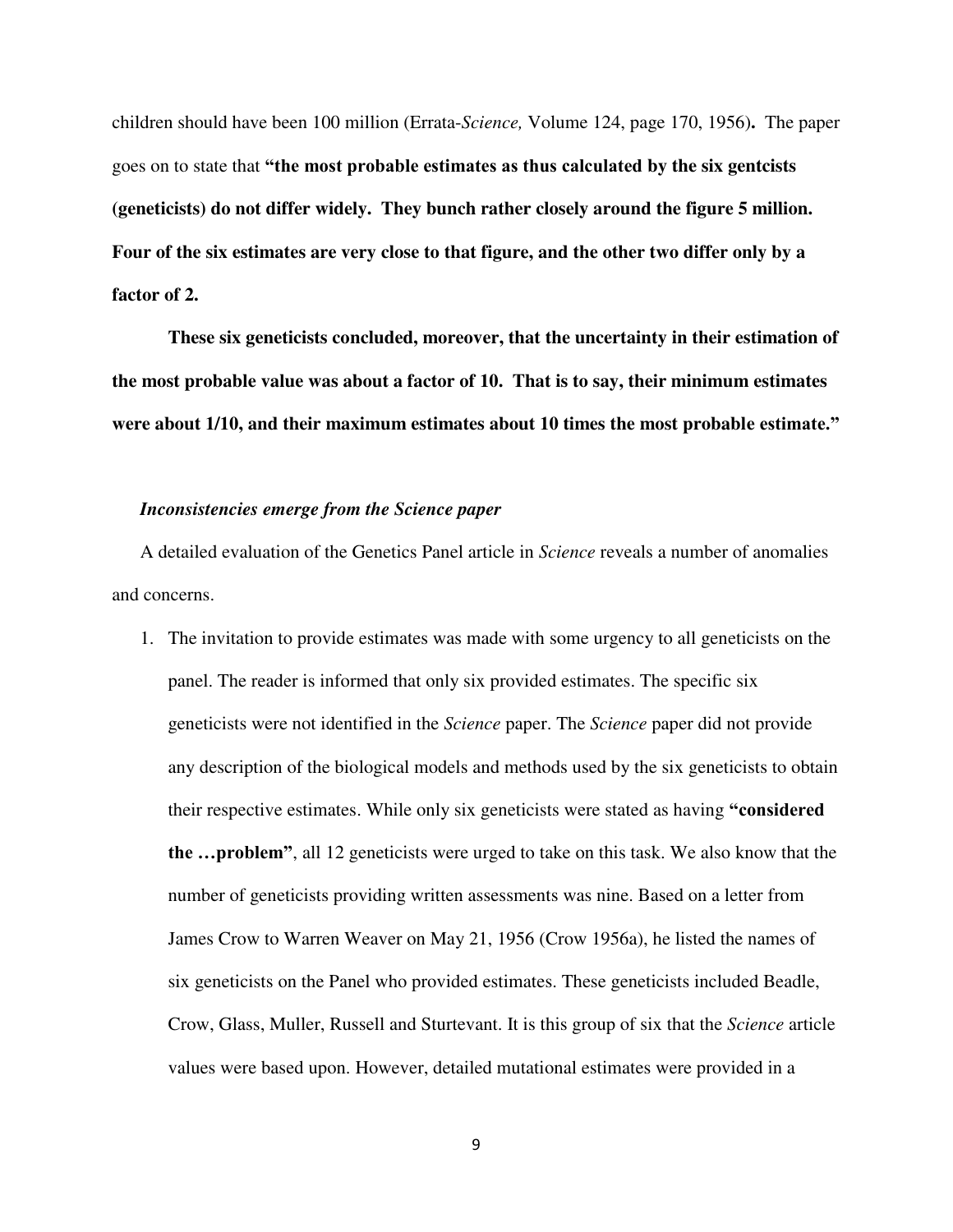children should have been 100 million (Errata-*Science,* Volume 124, page 170, 1956)**.** The paper goes on to state that **"the most probable estimates as thus calculated by the six gentcists (geneticists) do not differ widely. They bunch rather closely around the figure 5 million. Four of the six estimates are very close to that figure, and the other two differ only by a factor of 2.**

**These six geneticists concluded, moreover, that the uncertainty in their estimation of the most probable value was about a factor of 10. That is to say, their minimum estimates were about 1/10, and their maximum estimates about 10 times the most probable estimate."**

***Inconsistencies emerge from the Science paper***

A detailed evaluation of the Genetics Panel article in *Science* reveals a number of anomalies and concerns.

1. The invitation to provide estimates was made with some urgency to all geneticists on the panel. The reader is informed that only six provided estimates. The specific six geneticists were not identified in the *Science* paper. The *Science* paper did not provide any description of the biological models and methods used by the six geneticists to obtain their respective estimates. While only six geneticists were stated as having **"considered the …problem"**, all 12 geneticists were urged to take on this task. We also know that the number of geneticists providing written assessments was nine. Based on a letter from James Crow to Warren Weaver on May 21, 1956 (Crow 1956a), he listed the names of six geneticists on the Panel who provided estimates. These geneticists included Beadle, Crow, Glass, Muller, Russell and Sturtevant. It is this group of six that the *Science* article values were based upon. However, detailed mutational estimates were provided in a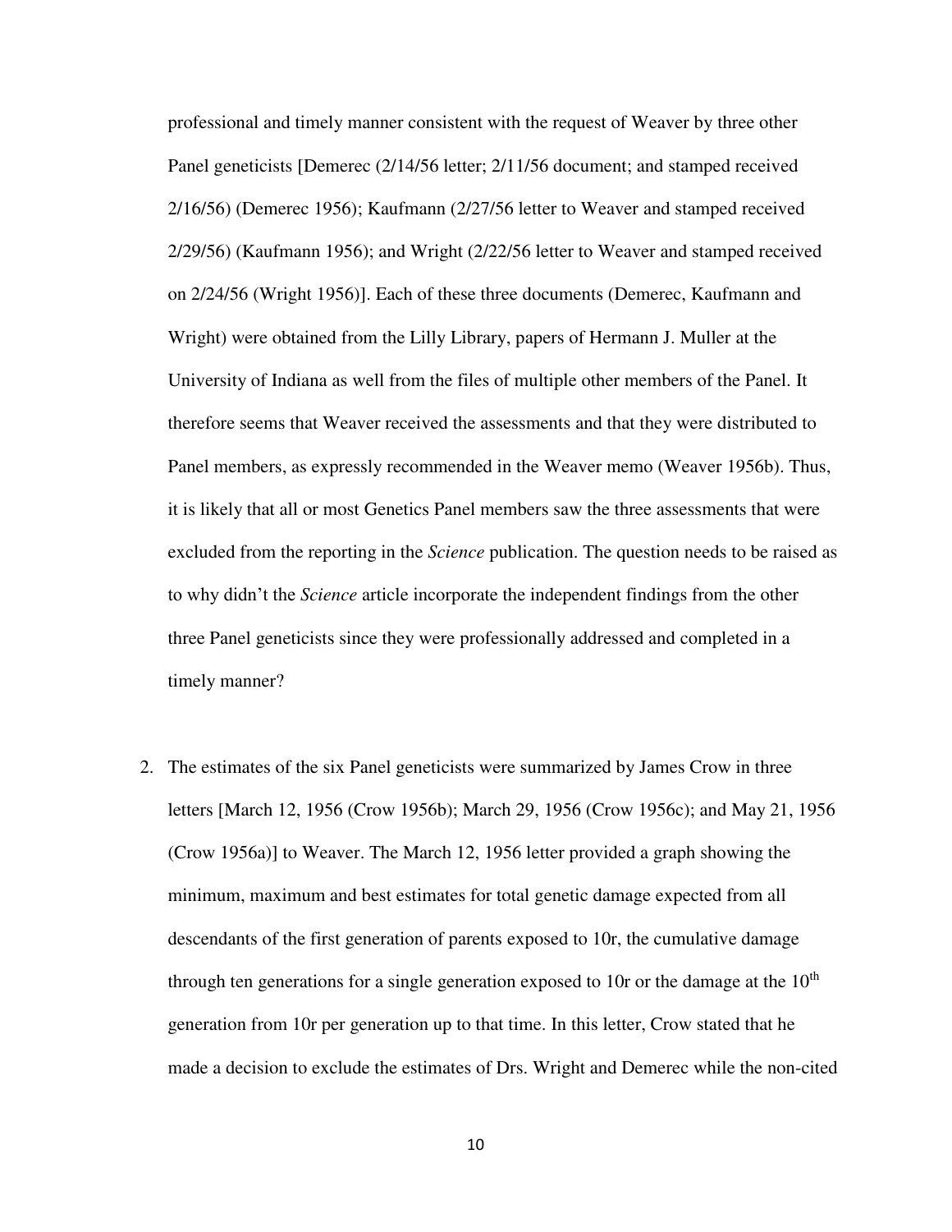professional and timely manner consistent with the request of Weaver by three other Panel geneticists [Demerec (2/14/56 letter; 2/11/56 document; and stamped received 2/16/56) (Demerec 1956); Kaufmann (2/27/56 letter to Weaver and stamped received 2/29/56) (Kaufmann 1956); and Wright (2/22/56 letter to Weaver and stamped received on 2/24/56 (Wright 1956)]. Each of these three documents (Demerec, Kaufmann and Wright) were obtained from the Lilly Library, papers of Hermann J. Muller at the University of Indiana as well from the files of multiple other members of the Panel. It therefore seems that Weaver received the assessments and that they were distributed to Panel members, as expressly recommended in the Weaver memo (Weaver 1956b). Thus, it is likely that all or most Genetics Panel members saw the three assessments that were excluded from the reporting in the *Science* publication. The question needs to be raised as to why didn't the *Science* article incorporate the independent findings from the other three Panel geneticists since they were professionally addressed and completed in a timely manner?

2. The estimates of the six Panel geneticists were summarized by James Crow in three letters [March 12, 1956 (Crow 1956b); March 29, 1956 (Crow 1956c); and May 21, 1956 (Crow 1956a)] to Weaver. The March 12, 1956 letter provided a graph showing the minimum, maximum and best estimates for total genetic damage expected from all descendants of the first generation of parents exposed to 10r, the cumulative damage through ten generations for a single generation exposed to 10r or the damage at the 10$^{th}$ generation from 10r per generation up to that time. In this letter, Crow stated that he made a decision to exclude the estimates of Drs. Wright and Demerec while the non-cited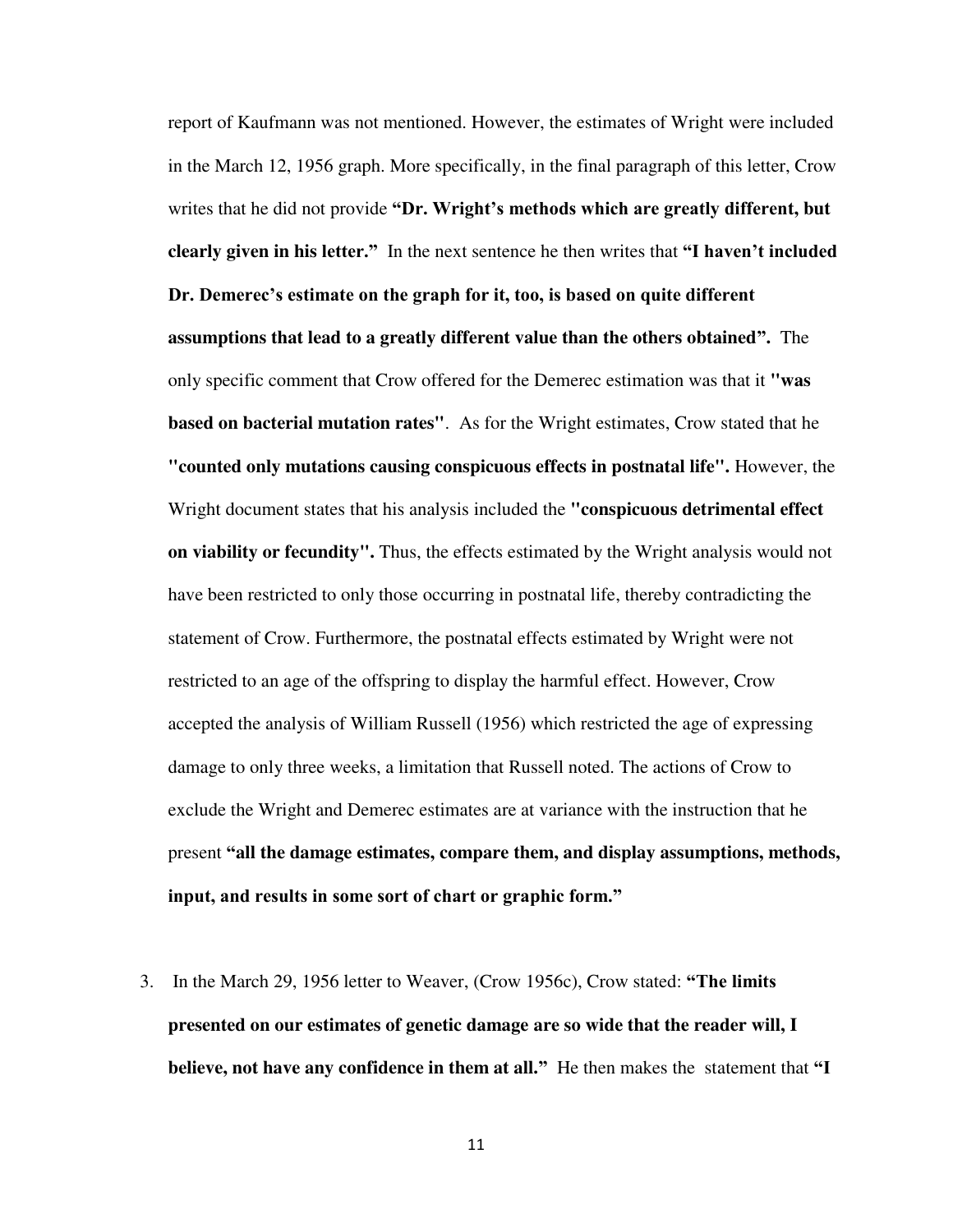report of Kaufmann was not mentioned. However, the estimates of Wright were included in the March 12, 1956 graph. More specifically, in the final paragraph of this letter, Crow writes that he did not provide **"Dr. Wright's methods which are greatly different, but clearly given in his letter."** In the next sentence he then writes that **"I haven't included Dr. Demerec's estimate on the graph for it, too, is based on quite different assumptions that lead to a greatly different value than the others obtained".** The only specific comment that Crow offered for the Demerec estimation was that it **"was based on bacterial mutation rates"**. As for the Wright estimates, Crow stated that he **"counted only mutations causing conspicuous effects in postnatal life".** However, the Wright document states that his analysis included the **"conspicuous detrimental effect on viability or fecundity".** Thus, the effects estimated by the Wright analysis would not have been restricted to only those occurring in postnatal life, thereby contradicting the statement of Crow. Furthermore, the postnatal effects estimated by Wright were not restricted to an age of the offspring to display the harmful effect. However, Crow accepted the analysis of William Russell (1956) which restricted the age of expressing damage to only three weeks, a limitation that Russell noted. The actions of Crow to exclude the Wright and Demerec estimates are at variance with the instruction that he present **"all the damage estimates, compare them, and display assumptions, methods, input, and results in some sort of chart or graphic form."**

3. In the March 29, 1956 letter to Weaver, (Crow 1956c), Crow stated: **"The limits presented on our estimates of genetic damage are so wide that the reader will, I believe, not have any confidence in them at all."** He then makes the statement that **"I**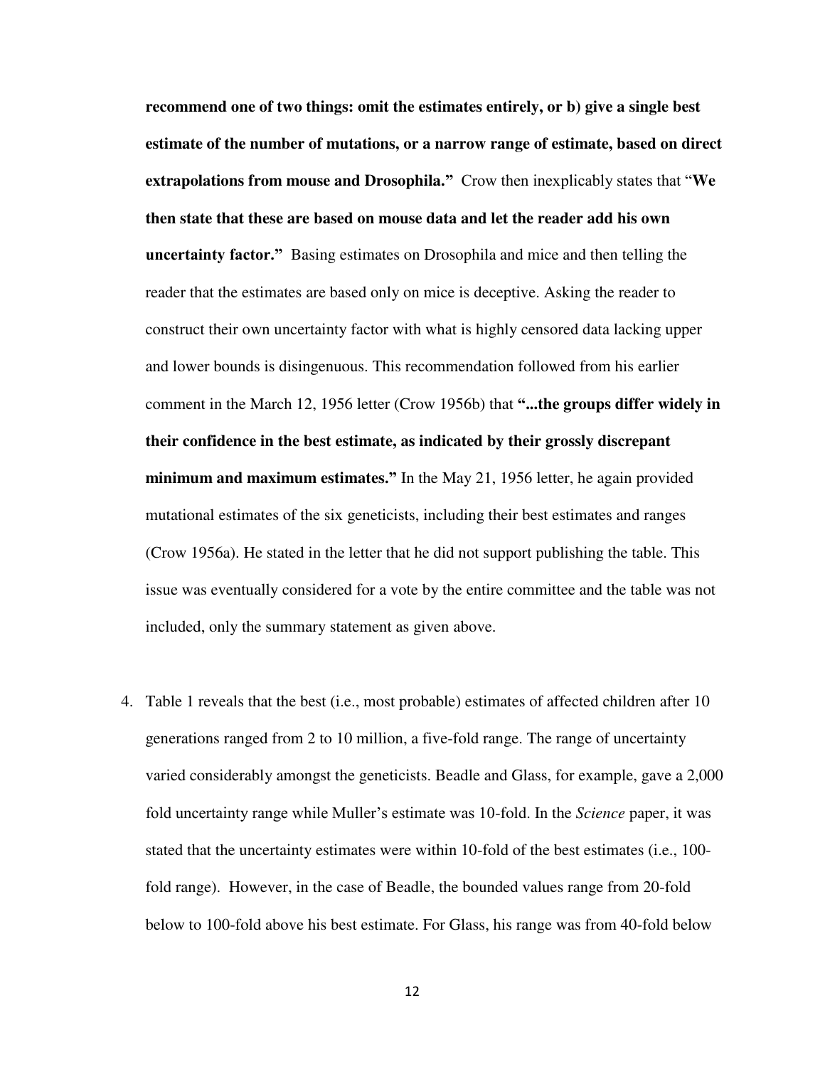**recommend one of two things: omit the estimates entirely, or b) give a single best estimate of the number of mutations, or a narrow range of estimate, based on direct extrapolations from mouse and Drosophila."** Crow then inexplicably states that "**We then state that these are based on mouse data and let the reader add his own uncertainty factor."** Basing estimates on Drosophila and mice and then telling the reader that the estimates are based only on mice is deceptive. Asking the reader to construct their own uncertainty factor with what is highly censored data lacking upper and lower bounds is disingenuous. This recommendation followed from his earlier comment in the March 12, 1956 letter (Crow 1956b) that **"...the groups differ widely in their confidence in the best estimate, as indicated by their grossly discrepant minimum and maximum estimates."** In the May 21, 1956 letter, he again provided mutational estimates of the six geneticists, including their best estimates and ranges (Crow 1956a). He stated in the letter that he did not support publishing the table. This issue was eventually considered for a vote by the entire committee and the table was not included, only the summary statement as given above.

4. Table 1 reveals that the best (i.e., most probable) estimates of affected children after 10 generations ranged from 2 to 10 million, a five-fold range. The range of uncertainty varied considerably amongst the geneticists. Beadle and Glass, for example, gave a 2,000 fold uncertainty range while Muller's estimate was 10-fold. In the *Science* paper, it was stated that the uncertainty estimates were within 10-fold of the best estimates (i.e., 100-fold range). However, in the case of Beadle, the bounded values range from 20-fold below to 100-fold above his best estimate. For Glass, his range was from 40-fold below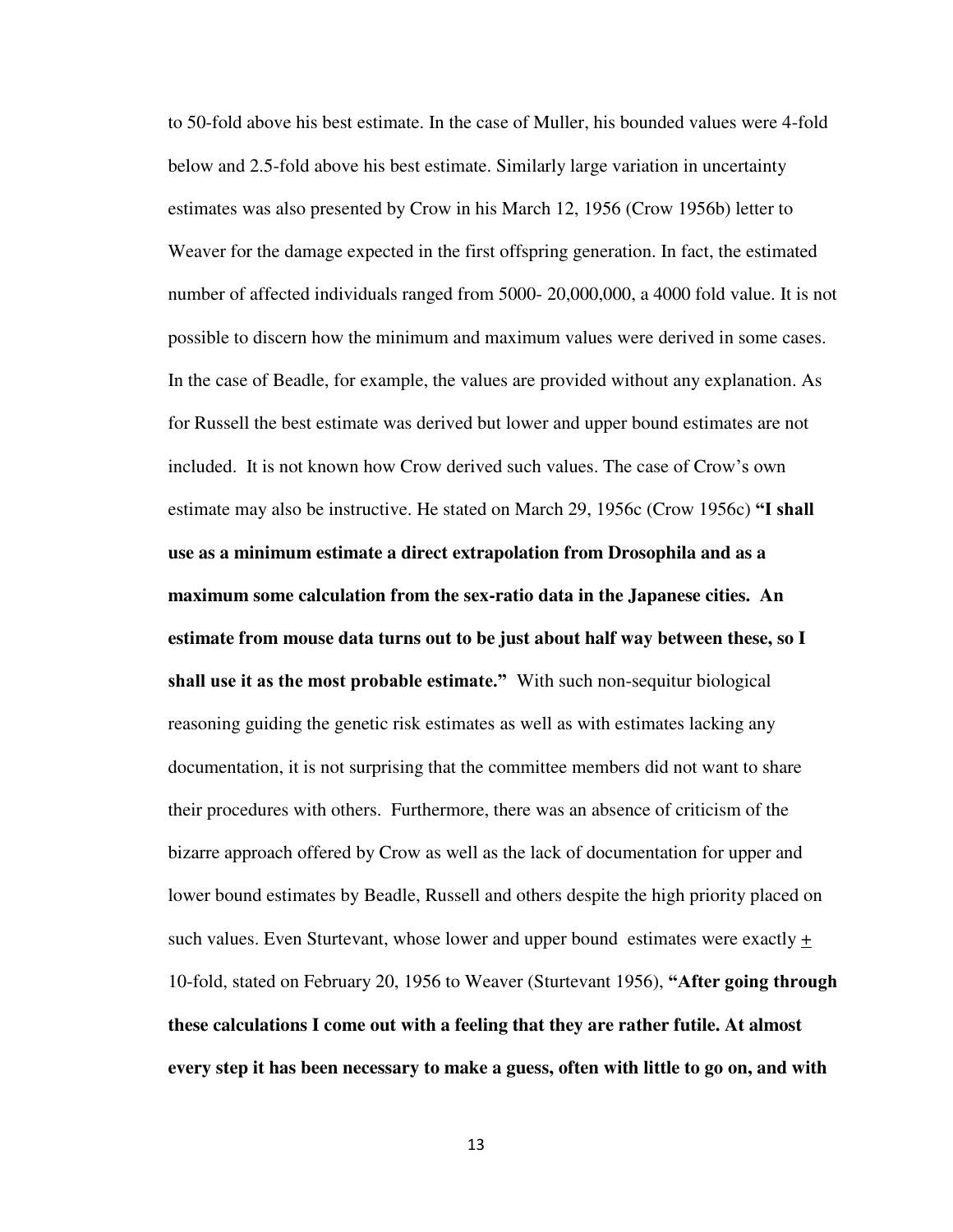to 50-fold above his best estimate. In the case of Muller, his bounded values were 4-fold below and 2.5-fold above his best estimate. Similarly large variation in uncertainty estimates was also presented by Crow in his March 12, 1956 (Crow 1956b) letter to Weaver for the damage expected in the first offspring generation. In fact, the estimated number of affected individuals ranged from 5000- 20,000,000, a 4000 fold value. It is not possible to discern how the minimum and maximum values were derived in some cases. In the case of Beadle, for example, the values are provided without any explanation. As for Russell the best estimate was derived but lower and upper bound estimates are not included. It is not known how Crow derived such values. The case of Crow's own estimate may also be instructive. He stated on March 29, 1956c (Crow 1956c) **"I shall use as a minimum estimate a direct extrapolation from Drosophila and as a maximum some calculation from the sex-ratio data in the Japanese cities. An estimate from mouse data turns out to be just about half way between these, so I shall use it as the most probable estimate."** With such non-sequitur biological reasoning guiding the genetic risk estimates as well as with estimates lacking any documentation, it is not surprising that the committee members did not want to share their procedures with others. Furthermore, there was an absence of criticism of the bizarre approach offered by Crow as well as the lack of documentation for upper and lower bound estimates by Beadle, Russell and others despite the high priority placed on such values. Even Sturtevant, whose lower and upper bound estimates were exactly ± 10-fold, stated on February 20, 1956 to Weaver (Sturtevant 1956), **"After going through these calculations I come out with a feeling that they are rather futile. At almost every step it has been necessary to make a guess, often with little to go on, and with**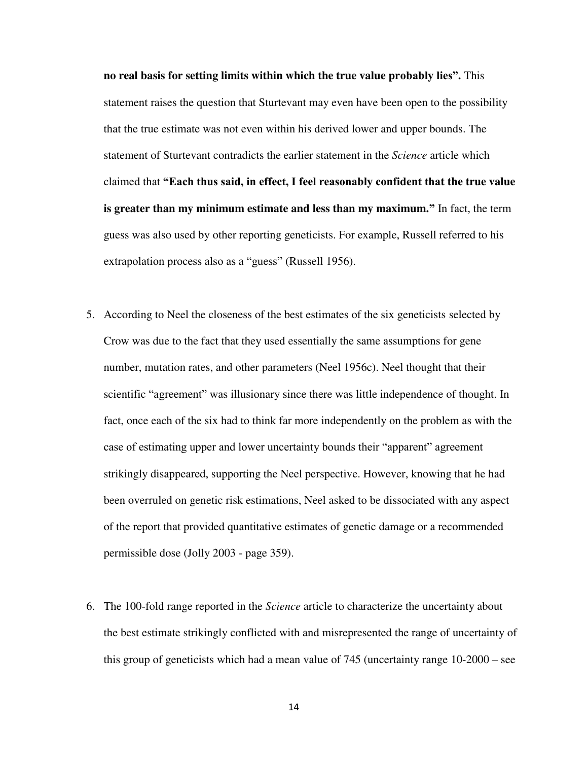**no real basis for setting limits within which the true value probably lies".** This statement raises the question that Sturtevant may even have been open to the possibility that the true estimate was not even within his derived lower and upper bounds. The statement of Sturtevant contradicts the earlier statement in the *Science* article which claimed that **"Each thus said, in effect, I feel reasonably confident that the true value is greater than my minimum estimate and less than my maximum."** In fact, the term guess was also used by other reporting geneticists. For example, Russell referred to his extrapolation process also as a "guess" (Russell 1956).

5. According to Neel the closeness of the best estimates of the six geneticists selected by Crow was due to the fact that they used essentially the same assumptions for gene number, mutation rates, and other parameters (Neel 1956c). Neel thought that their scientific "agreement" was illusionary since there was little independence of thought. In fact, once each of the six had to think far more independently on the problem as with the case of estimating upper and lower uncertainty bounds their "apparent" agreement strikingly disappeared, supporting the Neel perspective. However, knowing that he had been overruled on genetic risk estimations, Neel asked to be dissociated with any aspect of the report that provided quantitative estimates of genetic damage or a recommended permissible dose (Jolly 2003 - page 359).

6. The 100-fold range reported in the *Science* article to characterize the uncertainty about the best estimate strikingly conflicted with and misrepresented the range of uncertainty of this group of geneticists which had a mean value of 745 (uncertainty range 10-2000 – see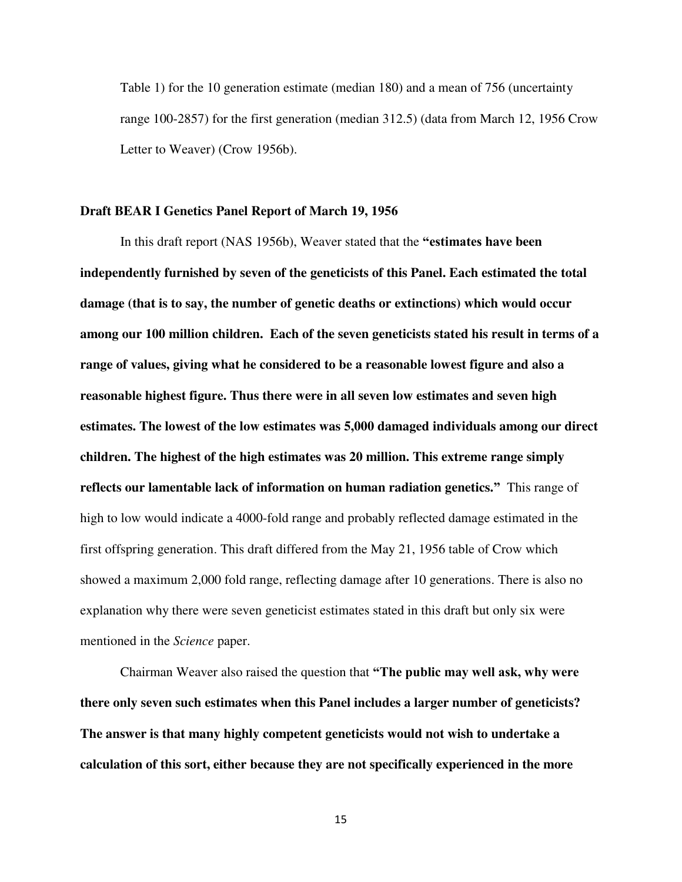Table 1) for the 10 generation estimate (median 180) and a mean of 756 (uncertainty range 100-2857) for the first generation (median 312.5) (data from March 12, 1956 Crow Letter to Weaver) (Crow 1956b).

### Draft BEAR I Genetics Panel Report of March 19, 1956

In this draft report (NAS 1956b), Weaver stated that the **"estimates have been independently furnished by seven of the geneticists of this Panel. Each estimated the total damage (that is to say, the number of genetic deaths or extinctions) which would occur among our 100 million children. Each of the seven geneticists stated his result in terms of a range of values, giving what he considered to be a reasonable lowest figure and also a reasonable highest figure. Thus there were in all seven low estimates and seven high estimates. The lowest of the low estimates was 5,000 damaged individuals among our direct children. The highest of the high estimates was 20 million. This extreme range simply reflects our lamentable lack of information on human radiation genetics."** This range of high to low would indicate a 4000-fold range and probably reflected damage estimated in the first offspring generation. This draft differed from the May 21, 1956 table of Crow which showed a maximum 2,000 fold range, reflecting damage after 10 generations. There is also no explanation why there were seven geneticist estimates stated in this draft but only six were mentioned in the *Science* paper.

Chairman Weaver also raised the question that **"The public may well ask, why were there only seven such estimates when this Panel includes a larger number of geneticists? The answer is that many highly competent geneticists would not wish to undertake a calculation of this sort, either because they are not specifically experienced in the more**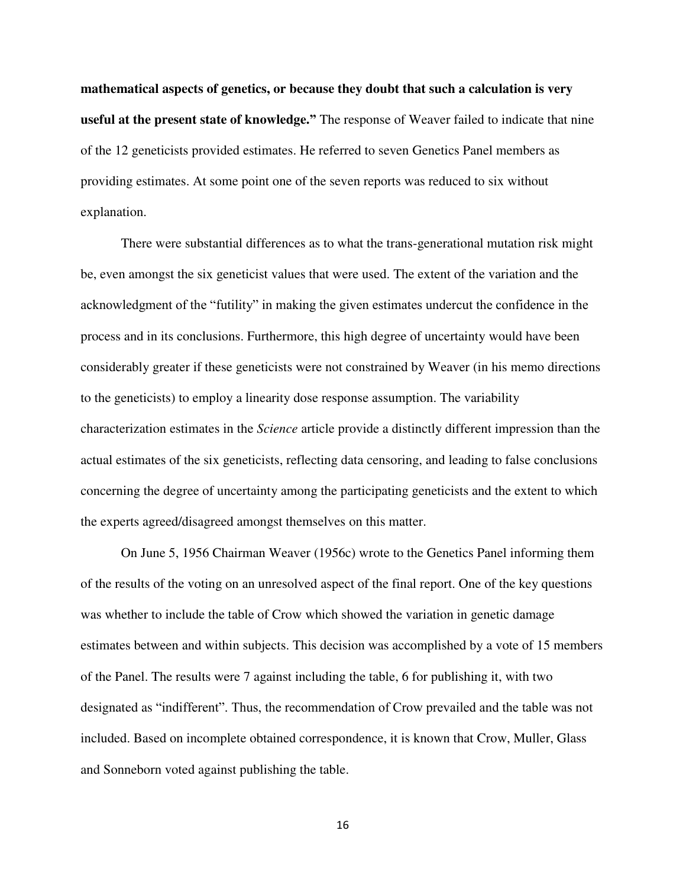**mathematical aspects of genetics, or because they doubt that such a calculation is very useful at the present state of knowledge."** The response of Weaver failed to indicate that nine of the 12 geneticists provided estimates. He referred to seven Genetics Panel members as providing estimates. At some point one of the seven reports was reduced to six without explanation.

There were substantial differences as to what the trans-generational mutation risk might be, even amongst the six geneticist values that were used. The extent of the variation and the acknowledgment of the "futility" in making the given estimates undercut the confidence in the process and in its conclusions. Furthermore, this high degree of uncertainty would have been considerably greater if these geneticists were not constrained by Weaver (in his memo directions to the geneticists) to employ a linearity dose response assumption. The variability characterization estimates in the *Science* article provide a distinctly different impression than the actual estimates of the six geneticists, reflecting data censoring, and leading to false conclusions concerning the degree of uncertainty among the participating geneticists and the extent to which the experts agreed/disagreed amongst themselves on this matter.

On June 5, 1956 Chairman Weaver (1956c) wrote to the Genetics Panel informing them of the results of the voting on an unresolved aspect of the final report. One of the key questions was whether to include the table of Crow which showed the variation in genetic damage estimates between and within subjects. This decision was accomplished by a vote of 15 members of the Panel. The results were 7 against including the table, 6 for publishing it, with two designated as "indifferent". Thus, the recommendation of Crow prevailed and the table was not included. Based on incomplete obtained correspondence, it is known that Crow, Muller, Glass and Sonneborn voted against publishing the table.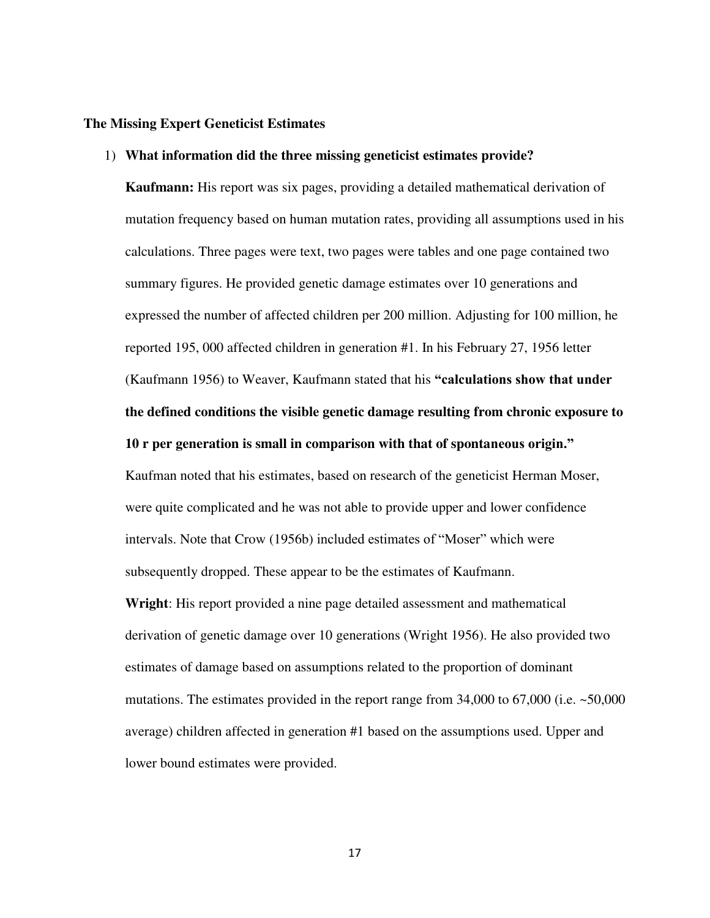**The Missing Expert Geneticist Estimates**

1) **What information did the three missing geneticist estimates provide?**

   **Kaufmann:** His report was six pages, providing a detailed mathematical derivation of mutation frequency based on human mutation rates, providing all assumptions used in his calculations. Three pages were text, two pages were tables and one page contained two summary figures. He provided genetic damage estimates over 10 generations and expressed the number of affected children per 200 million. Adjusting for 100 million, he reported 195, 000 affected children in generation #1. In his February 27, 1956 letter (Kaufmann 1956) to Weaver, Kaufmann stated that his **"calculations show that under the defined conditions the visible genetic damage resulting from chronic exposure to 10 r per generation is small in comparison with that of spontaneous origin."** Kaufman noted that his estimates, based on research of the geneticist Herman Moser, were quite complicated and he was not able to provide upper and lower confidence intervals. Note that Crow (1956b) included estimates of "Moser" which were subsequently dropped. These appear to be the estimates of Kaufmann.

   **Wright**: His report provided a nine page detailed assessment and mathematical derivation of genetic damage over 10 generations (Wright 1956). He also provided two estimates of damage based on assumptions related to the proportion of dominant mutations. The estimates provided in the report range from 34,000 to 67,000 (i.e. ~50,000 average) children affected in generation #1 based on the assumptions used. Upper and lower bound estimates were provided.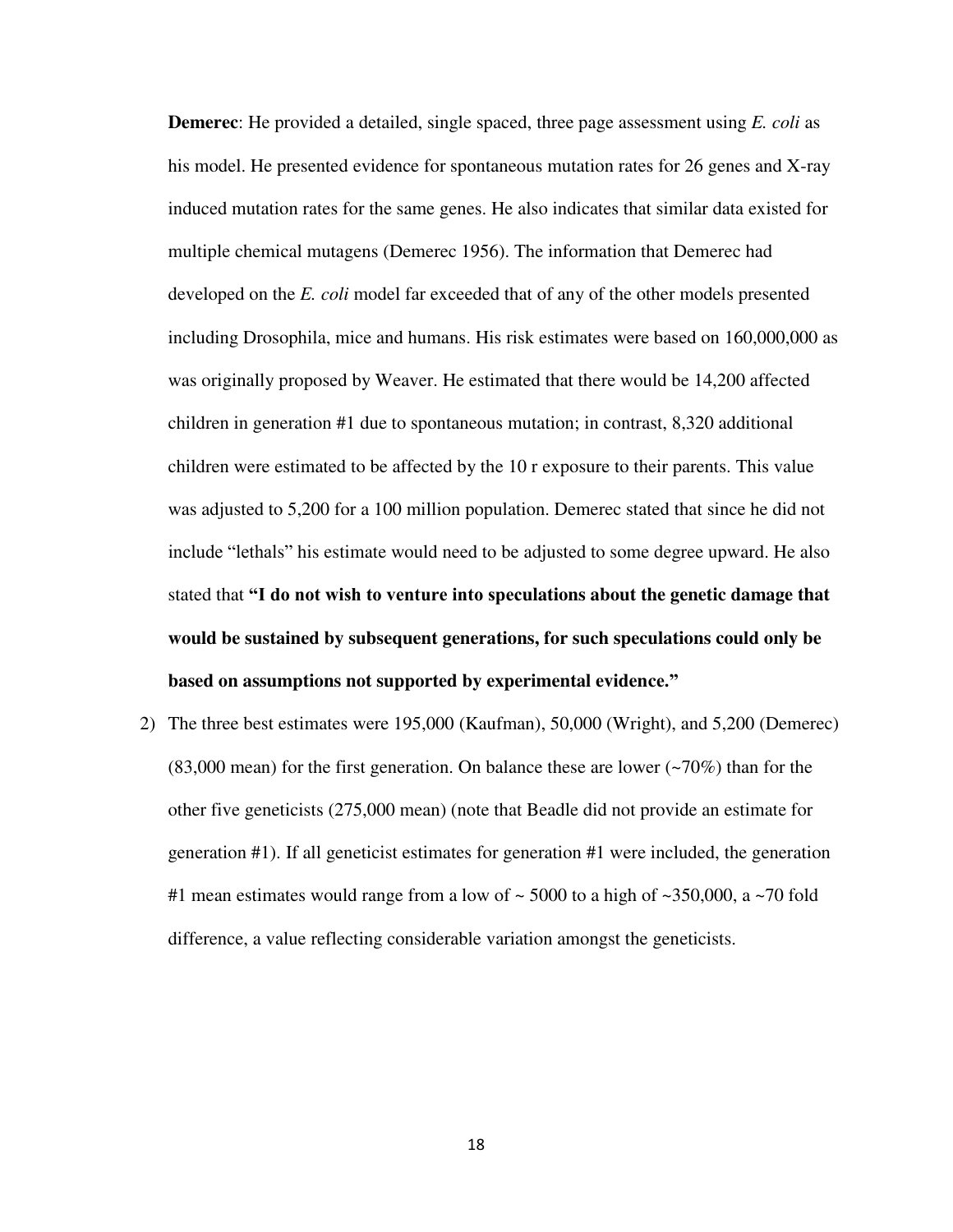**Demerec**: He provided a detailed, single spaced, three page assessment using *E. coli* as his model. He presented evidence for spontaneous mutation rates for 26 genes and X-ray induced mutation rates for the same genes. He also indicates that similar data existed for multiple chemical mutagens (Demerec 1956). The information that Demerec had developed on the *E. coli* model far exceeded that of any of the other models presented including Drosophila, mice and humans. His risk estimates were based on 160,000,000 as was originally proposed by Weaver. He estimated that there would be 14,200 affected children in generation #1 due to spontaneous mutation; in contrast, 8,320 additional children were estimated to be affected by the 10 r exposure to their parents. This value was adjusted to 5,200 for a 100 million population. Demerec stated that since he did not include "lethals" his estimate would need to be adjusted to some degree upward. He also stated that **"I do not wish to venture into speculations about the genetic damage that would be sustained by subsequent generations, for such speculations could only be based on assumptions not supported by experimental evidence."**

2) The three best estimates were 195,000 (Kaufman), 50,000 (Wright), and 5,200 (Demerec) (83,000 mean) for the first generation. On balance these are lower (~70%) than for the other five geneticists (275,000 mean) (note that Beadle did not provide an estimate for generation #1). If all geneticist estimates for generation #1 were included, the generation #1 mean estimates would range from a low of ~ 5000 to a high of ~350,000, a ~70 fold difference, a value reflecting considerable variation amongst the geneticists.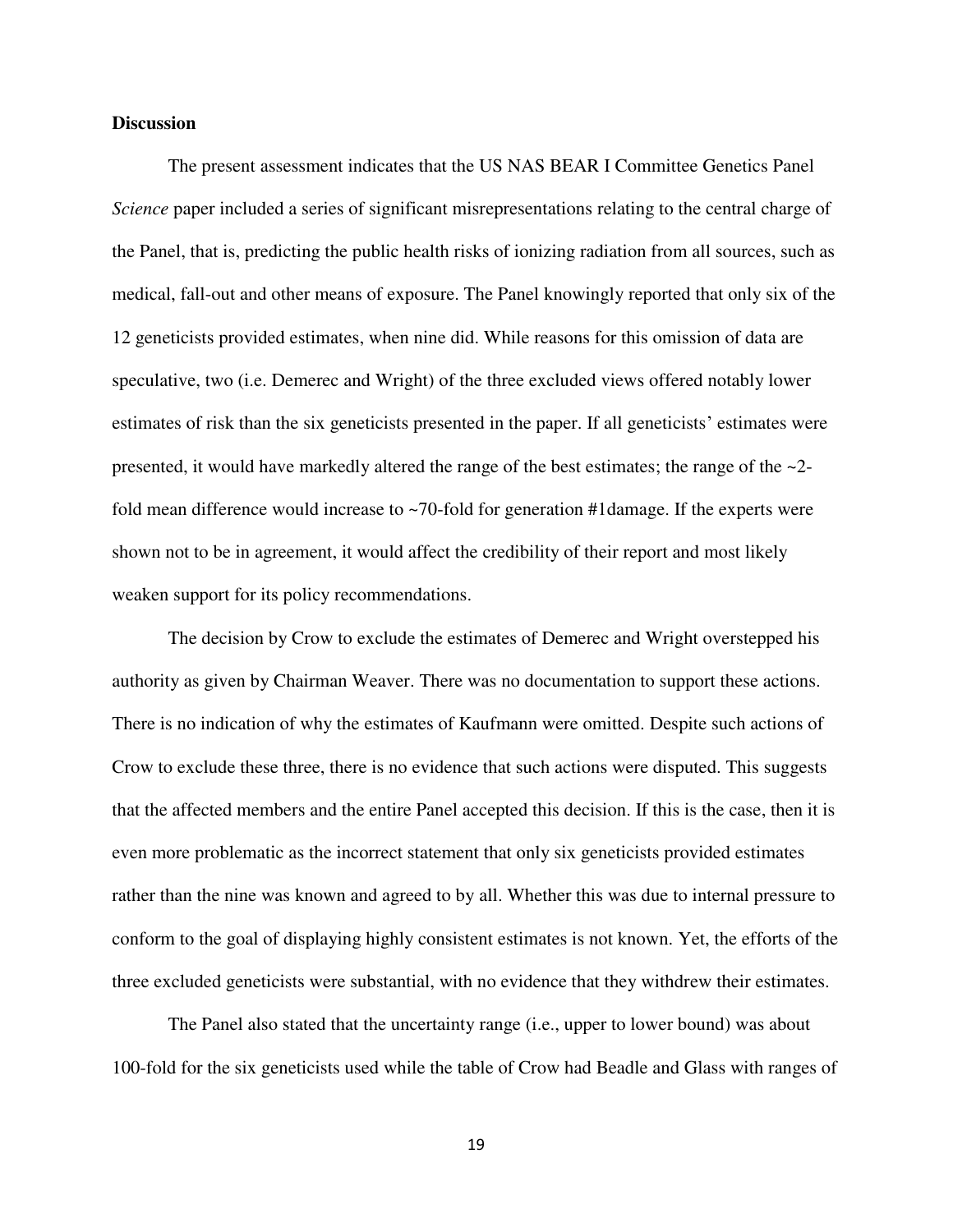**Discussion**

The present assessment indicates that the US NAS BEAR I Committee Genetics Panel *Science* paper included a series of significant misrepresentations relating to the central charge of the Panel, that is, predicting the public health risks of ionizing radiation from all sources, such as medical, fall-out and other means of exposure. The Panel knowingly reported that only six of the 12 geneticists provided estimates, when nine did. While reasons for this omission of data are speculative, two (i.e. Demerec and Wright) of the three excluded views offered notably lower estimates of risk than the six geneticists presented in the paper. If all geneticists' estimates were presented, it would have markedly altered the range of the best estimates; the range of the ~2-fold mean difference would increase to ~70-fold for generation #1damage. If the experts were shown not to be in agreement, it would affect the credibility of their report and most likely weaken support for its policy recommendations.

The decision by Crow to exclude the estimates of Demerec and Wright overstepped his authority as given by Chairman Weaver. There was no documentation to support these actions. There is no indication of why the estimates of Kaufmann were omitted. Despite such actions of Crow to exclude these three, there is no evidence that such actions were disputed. This suggests that the affected members and the entire Panel accepted this decision. If this is the case, then it is even more problematic as the incorrect statement that only six geneticists provided estimates rather than the nine was known and agreed to by all. Whether this was due to internal pressure to conform to the goal of displaying highly consistent estimates is not known. Yet, the efforts of the three excluded geneticists were substantial, with no evidence that they withdrew their estimates.

The Panel also stated that the uncertainty range (i.e., upper to lower bound) was about 100-fold for the six geneticists used while the table of Crow had Beadle and Glass with ranges of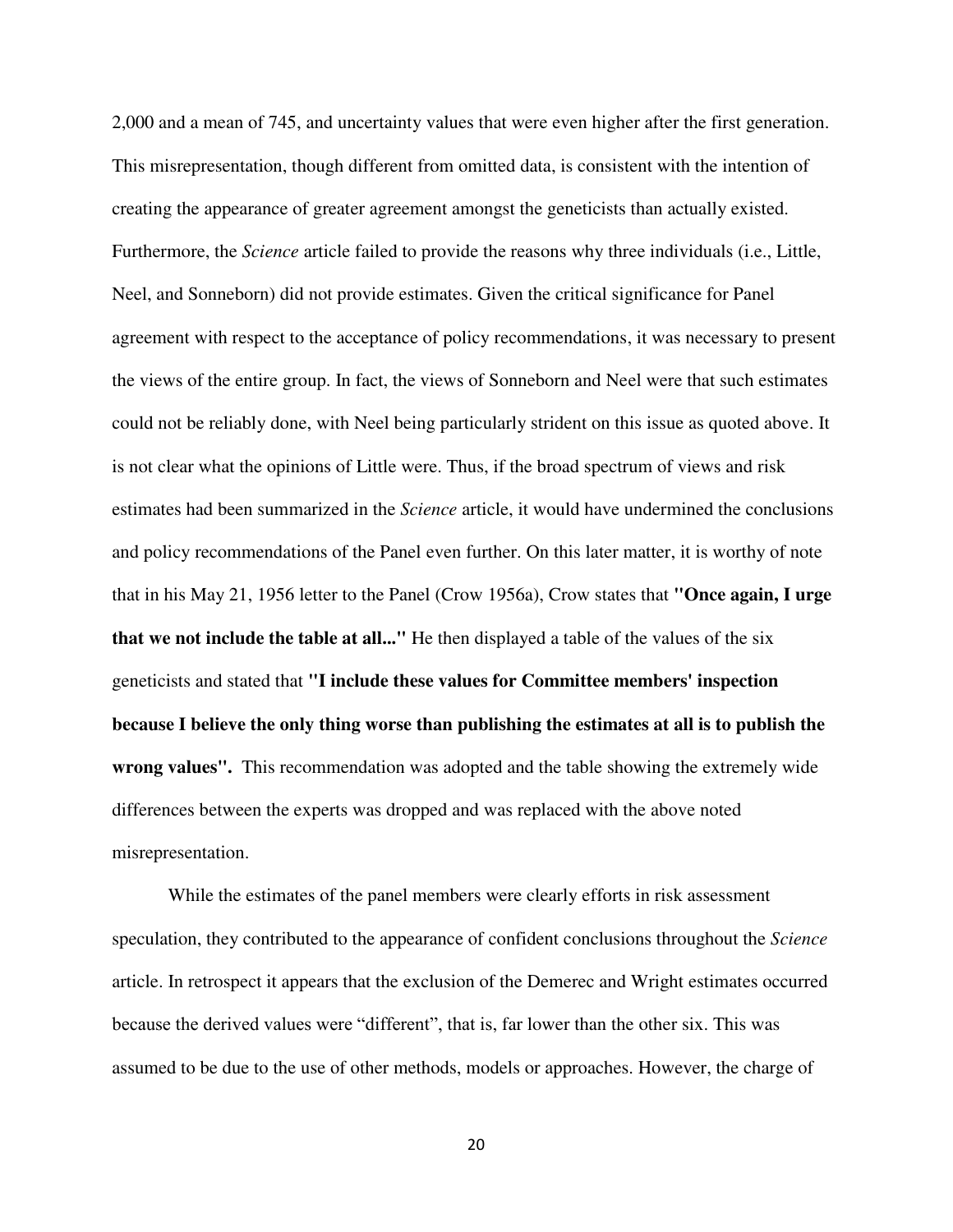2,000 and a mean of 745, and uncertainty values that were even higher after the first generation. This misrepresentation, though different from omitted data, is consistent with the intention of creating the appearance of greater agreement amongst the geneticists than actually existed. Furthermore, the *Science* article failed to provide the reasons why three individuals (i.e., Little, Neel, and Sonneborn) did not provide estimates. Given the critical significance for Panel agreement with respect to the acceptance of policy recommendations, it was necessary to present the views of the entire group. In fact, the views of Sonneborn and Neel were that such estimates could not be reliably done, with Neel being particularly strident on this issue as quoted above. It is not clear what the opinions of Little were. Thus, if the broad spectrum of views and risk estimates had been summarized in the *Science* article, it would have undermined the conclusions and policy recommendations of the Panel even further. On this later matter, it is worthy of note that in his May 21, 1956 letter to the Panel (Crow 1956a), Crow states that **"Once again, I urge that we not include the table at all..."** He then displayed a table of the values of the six geneticists and stated that **"I include these values for Committee members' inspection because I believe the only thing worse than publishing the estimates at all is to publish the wrong values".** This recommendation was adopted and the table showing the extremely wide differences between the experts was dropped and was replaced with the above noted misrepresentation.

While the estimates of the panel members were clearly efforts in risk assessment speculation, they contributed to the appearance of confident conclusions throughout the *Science* article. In retrospect it appears that the exclusion of the Demerec and Wright estimates occurred because the derived values were "different", that is, far lower than the other six. This was assumed to be due to the use of other methods, models or approaches. However, the charge of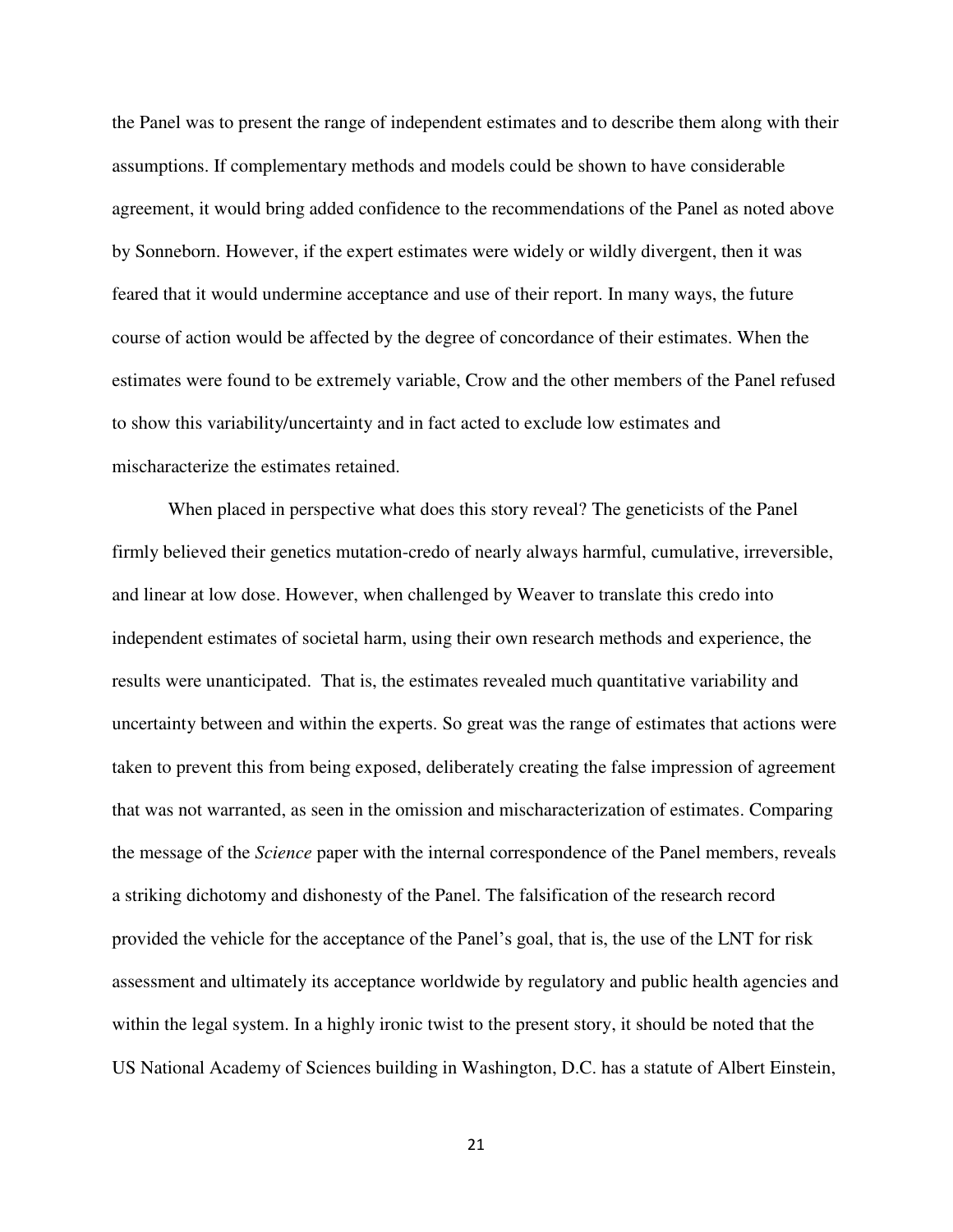the Panel was to present the range of independent estimates and to describe them along with their assumptions. If complementary methods and models could be shown to have considerable agreement, it would bring added confidence to the recommendations of the Panel as noted above by Sonneborn. However, if the expert estimates were widely or wildly divergent, then it was feared that it would undermine acceptance and use of their report. In many ways, the future course of action would be affected by the degree of concordance of their estimates. When the estimates were found to be extremely variable, Crow and the other members of the Panel refused to show this variability/uncertainty and in fact acted to exclude low estimates and mischaracterize the estimates retained.

When placed in perspective what does this story reveal? The geneticists of the Panel firmly believed their genetics mutation-credo of nearly always harmful, cumulative, irreversible, and linear at low dose. However, when challenged by Weaver to translate this credo into independent estimates of societal harm, using their own research methods and experience, the results were unanticipated. That is, the estimates revealed much quantitative variability and uncertainty between and within the experts. So great was the range of estimates that actions were taken to prevent this from being exposed, deliberately creating the false impression of agreement that was not warranted, as seen in the omission and mischaracterization of estimates. Comparing the message of the *Science* paper with the internal correspondence of the Panel members, reveals a striking dichotomy and dishonesty of the Panel. The falsification of the research record provided the vehicle for the acceptance of the Panel's goal, that is, the use of the LNT for risk assessment and ultimately its acceptance worldwide by regulatory and public health agencies and within the legal system. In a highly ironic twist to the present story, it should be noted that the US National Academy of Sciences building in Washington, D.C. has a statute of Albert Einstein,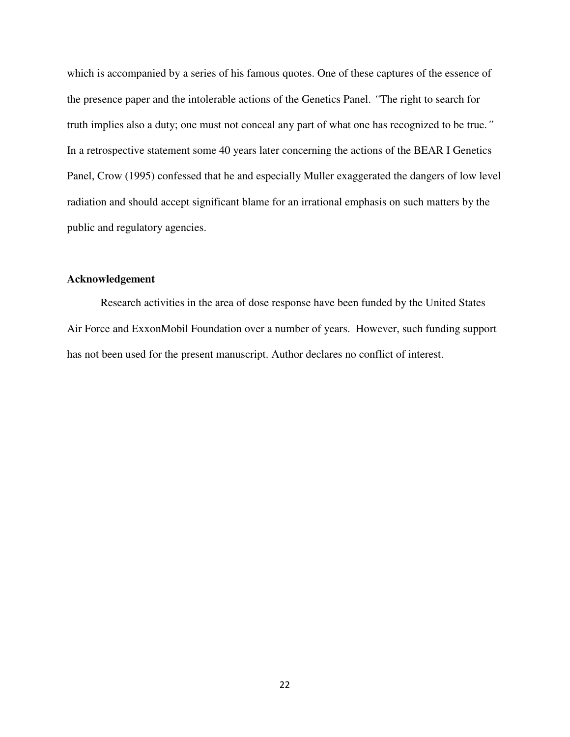which is accompanied by a series of his famous quotes. One of these captures of the essence of the presence paper and the intolerable actions of the Genetics Panel. *"*The right to search for truth implies also a duty; one must not conceal any part of what one has recognized to be true.*"* In a retrospective statement some 40 years later concerning the actions of the BEAR I Genetics Panel, Crow (1995) confessed that he and especially Muller exaggerated the dangers of low level radiation and should accept significant blame for an irrational emphasis on such matters by the public and regulatory agencies.

**Acknowledgement**

Research activities in the area of dose response have been funded by the United States Air Force and ExxonMobil Foundation over a number of years. However, such funding support has not been used for the present manuscript. Author declares no conflict of interest.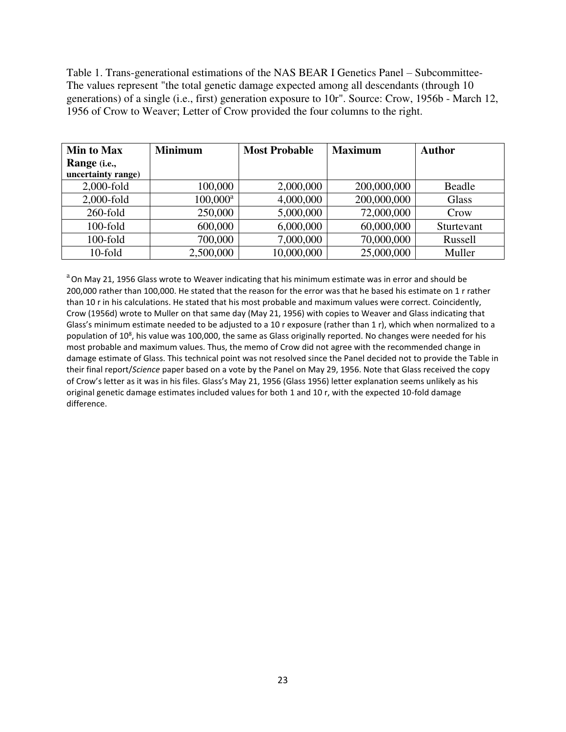Table 1. Trans-generational estimations of the NAS BEAR I Genetics Panel – Subcommittee- The values represent "the total genetic damage expected among all descendants (through 10 generations) of a single (i.e., first) generation exposure to 10r". Source: Crow, 1956b - March 12, 1956 of Crow to Weaver; Letter of Crow provided the four columns to the right.

| **Min to Max Range** (i.e., uncertainty range) | **Minimum** | **Most Probable** | **Maximum** | **Author** |
|---|---|---|---|---|
| 2,000-fold | 100,000 | 2,000,000 | 200,000,000 | Beadle |
| 2,000-fold | 100,000[a] | 4,000,000 | 200,000,000 | Glass |
| 260-fold | 250,000 | 5,000,000 | 72,000,000 | Crow |
| 100-fold | 600,000 | 6,000,000 | 60,000,000 | Sturtevant |
| 100-fold | 700,000 | 7,000,000 | 70,000,000 | Russell |
| 10-fold | 2,500,000 | 10,000,000 | 25,000,000 | Muller |

[a] On May 21, 1956 Glass wrote to Weaver indicating that his minimum estimate was in error and should be 200,000 rather than 100,000. He stated that the reason for the error was that he based his estimate on 1 r rather than 10 r in his calculations. He stated that his most probable and maximum values were correct. Coincidently, Crow (1956d) wrote to Muller on that same day (May 21, 1956) with copies to Weaver and Glass indicating that Glass's minimum estimate needed to be adjusted to a 10 r exposure (rather than 1 r), which when normalized to a population of $10^8$, his value was 100,000, the same as Glass originally reported. No changes were needed for his most probable and maximum values. Thus, the memo of Crow did not agree with the recommended change in damage estimate of Glass. This technical point was not resolved since the Panel decided not to provide the Table in their final report/*Science* paper based on a vote by the Panel on May 29, 1956. Note that Glass received the copy of Crow's letter as it was in his files. Glass's May 21, 1956 (Glass 1956) letter explanation seems unlikely as his original genetic damage estimates included values for both 1 and 10 r, with the expected 10-fold damage difference.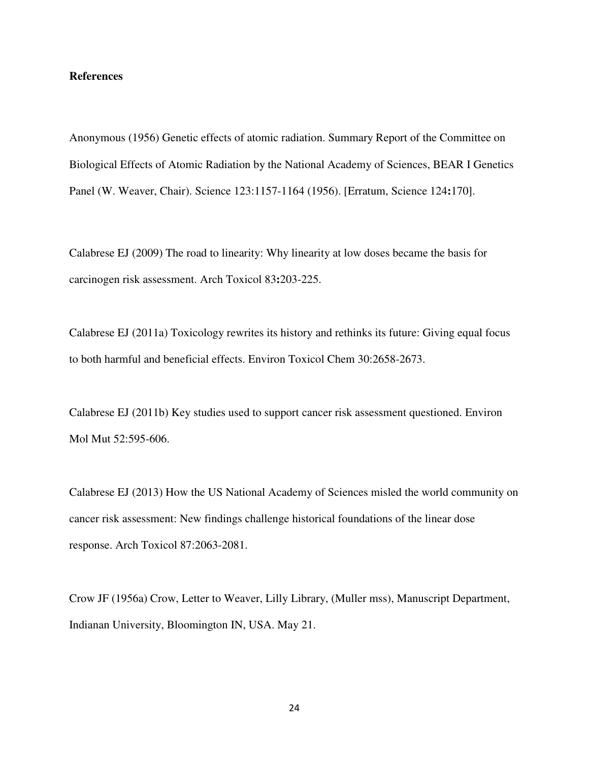**References**

Anonymous (1956) Genetic effects of atomic radiation. Summary Report of the Committee on Biological Effects of Atomic Radiation by the National Academy of Sciences, BEAR I Genetics Panel (W. Weaver, Chair). Science 123:1157-1164 (1956). [Erratum, Science 124**:**170].

Calabrese EJ (2009) The road to linearity: Why linearity at low doses became the basis for carcinogen risk assessment. Arch Toxicol 83**:**203-225.

Calabrese EJ (2011a) Toxicology rewrites its history and rethinks its future: Giving equal focus to both harmful and beneficial effects. Environ Toxicol Chem 30:2658-2673.

Calabrese EJ (2011b) Key studies used to support cancer risk assessment questioned. Environ Mol Mut 52:595-606.

Calabrese EJ (2013) How the US National Academy of Sciences misled the world community on cancer risk assessment: New findings challenge historical foundations of the linear dose response. Arch Toxicol 87:2063-2081.

Crow JF (1956a) Crow, Letter to Weaver, Lilly Library, (Muller mss), Manuscript Department, Indianan University, Bloomington IN, USA. May 21.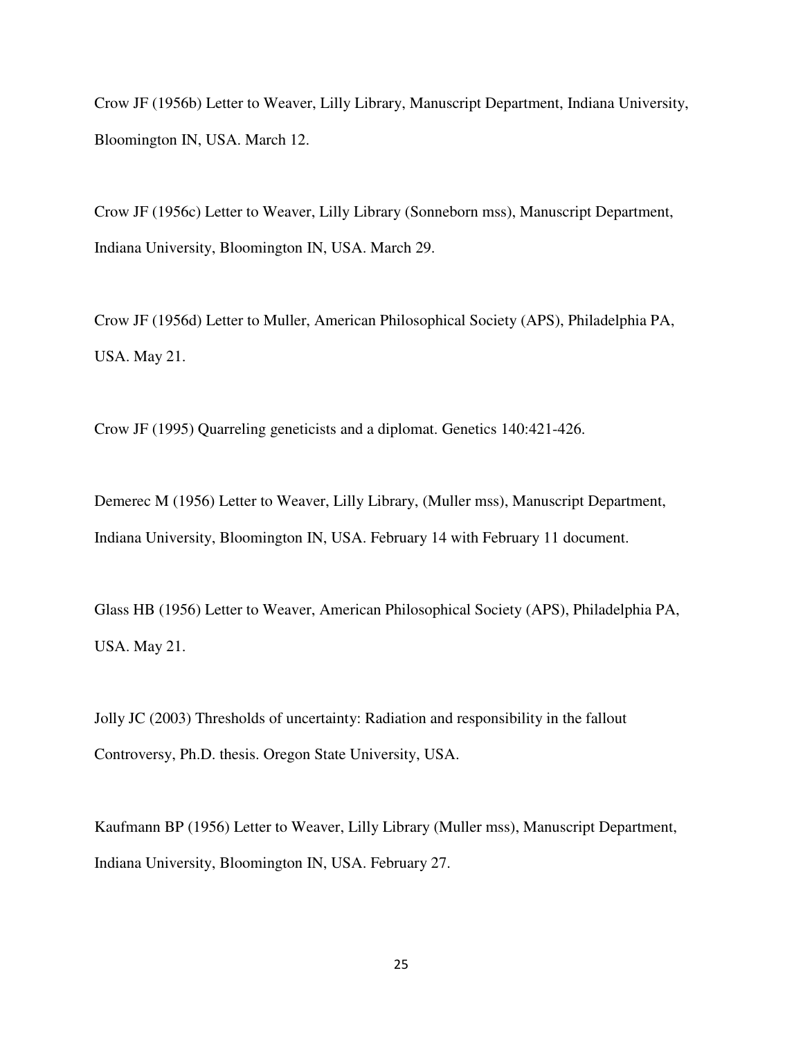Crow JF (1956b) Letter to Weaver, Lilly Library, Manuscript Department, Indiana University, Bloomington IN, USA. March 12.

Crow JF (1956c) Letter to Weaver, Lilly Library (Sonneborn mss), Manuscript Department, Indiana University, Bloomington IN, USA. March 29.

Crow JF (1956d) Letter to Muller, American Philosophical Society (APS), Philadelphia PA, USA. May 21.

Crow JF (1995) Quarreling geneticists and a diplomat. Genetics 140:421-426.

Demerec M (1956) Letter to Weaver, Lilly Library, (Muller mss), Manuscript Department, Indiana University, Bloomington IN, USA. February 14 with February 11 document.

Glass HB (1956) Letter to Weaver, American Philosophical Society (APS), Philadelphia PA, USA. May 21.

Jolly JC (2003) Thresholds of uncertainty: Radiation and responsibility in the fallout Controversy, Ph.D. thesis. Oregon State University, USA.

Kaufmann BP (1956) Letter to Weaver, Lilly Library (Muller mss), Manuscript Department, Indiana University, Bloomington IN, USA. February 27.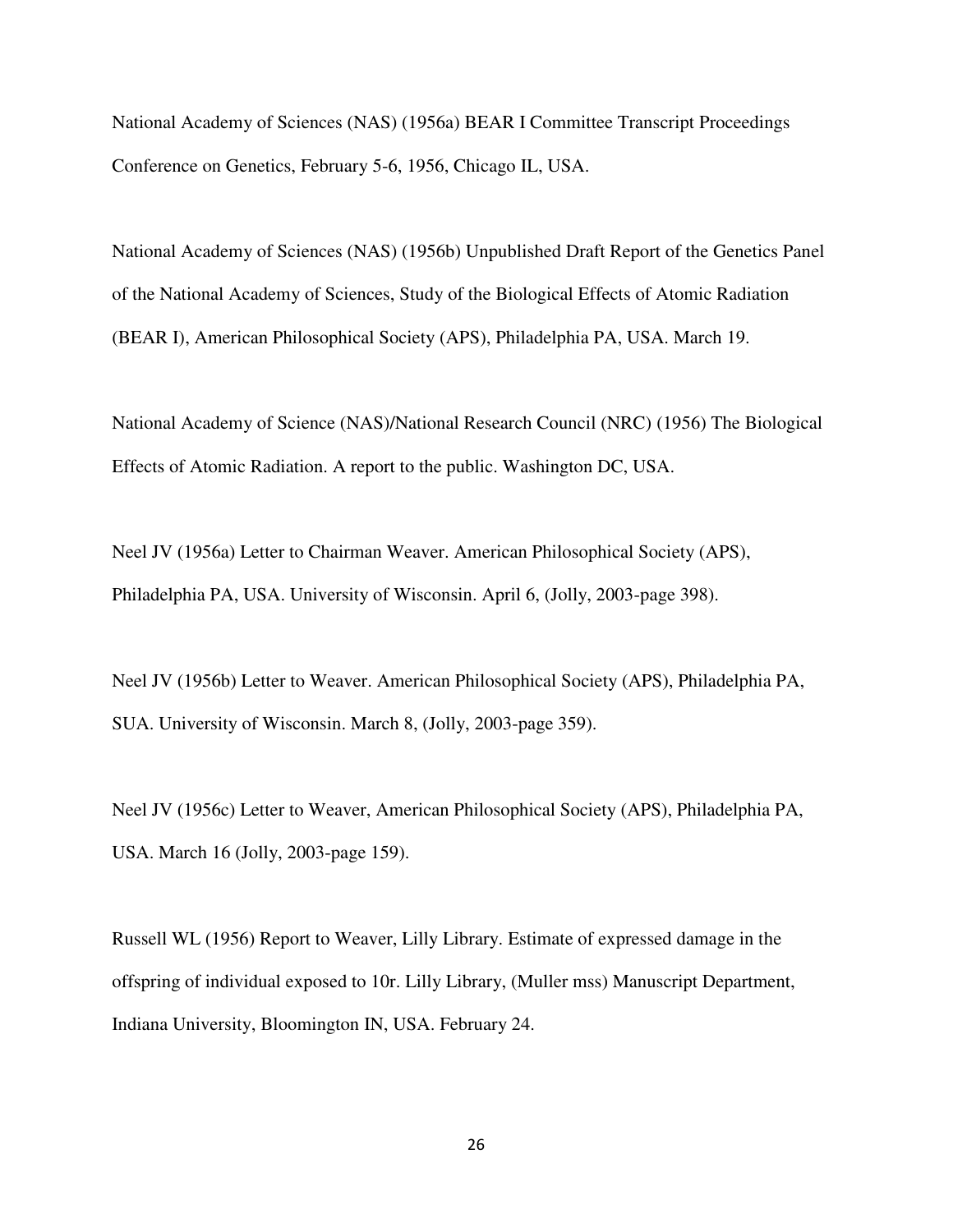National Academy of Sciences (NAS) (1956a) BEAR I Committee Transcript Proceedings Conference on Genetics, February 5-6, 1956, Chicago IL, USA.

National Academy of Sciences (NAS) (1956b) Unpublished Draft Report of the Genetics Panel of the National Academy of Sciences, Study of the Biological Effects of Atomic Radiation (BEAR I), American Philosophical Society (APS), Philadelphia PA, USA. March 19.

National Academy of Science (NAS)/National Research Council (NRC) (1956) The Biological Effects of Atomic Radiation. A report to the public. Washington DC, USA.

Neel JV (1956a) Letter to Chairman Weaver. American Philosophical Society (APS), Philadelphia PA, USA. University of Wisconsin. April 6, (Jolly, 2003-page 398).

Neel JV (1956b) Letter to Weaver. American Philosophical Society (APS), Philadelphia PA, SUA. University of Wisconsin. March 8, (Jolly, 2003-page 359).

Neel JV (1956c) Letter to Weaver, American Philosophical Society (APS), Philadelphia PA, USA. March 16 (Jolly, 2003-page 159).

Russell WL (1956) Report to Weaver, Lilly Library. Estimate of expressed damage in the offspring of individual exposed to 10r. Lilly Library, (Muller mss) Manuscript Department, Indiana University, Bloomington IN, USA. February 24.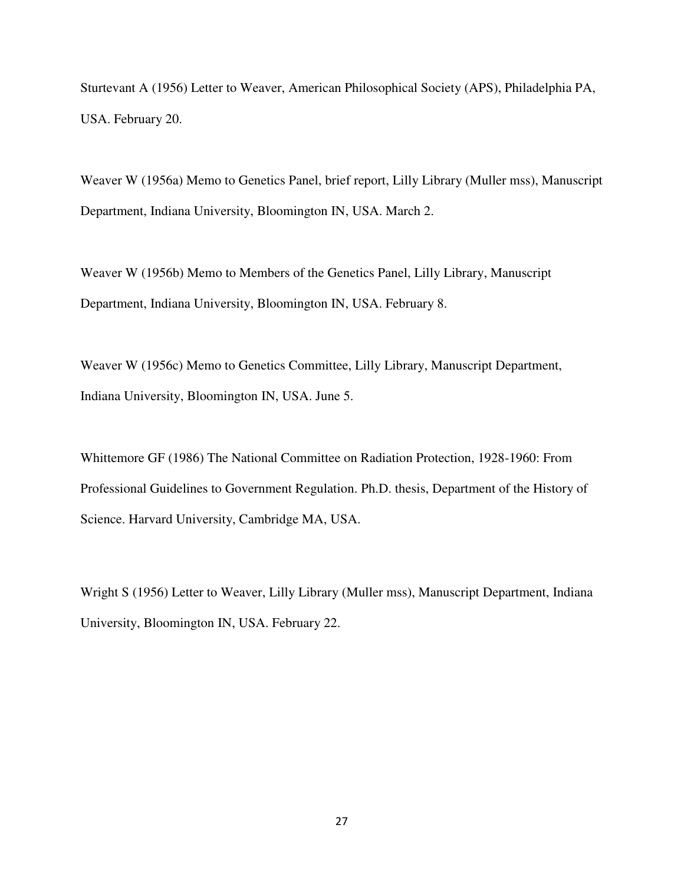Sturtevant A (1956) Letter to Weaver, American Philosophical Society (APS), Philadelphia PA, USA. February 20.

Weaver W (1956a) Memo to Genetics Panel, brief report, Lilly Library (Muller mss), Manuscript Department, Indiana University, Bloomington IN, USA. March 2.

Weaver W (1956b) Memo to Members of the Genetics Panel, Lilly Library, Manuscript Department, Indiana University, Bloomington IN, USA. February 8.

Weaver W (1956c) Memo to Genetics Committee, Lilly Library, Manuscript Department, Indiana University, Bloomington IN, USA. June 5.

Whittemore GF (1986) The National Committee on Radiation Protection, 1928-1960: From Professional Guidelines to Government Regulation. Ph.D. thesis, Department of the History of Science. Harvard University, Cambridge MA, USA.

Wright S (1956) Letter to Weaver, Lilly Library (Muller mss), Manuscript Department, Indiana University, Bloomington IN, USA. February 22.